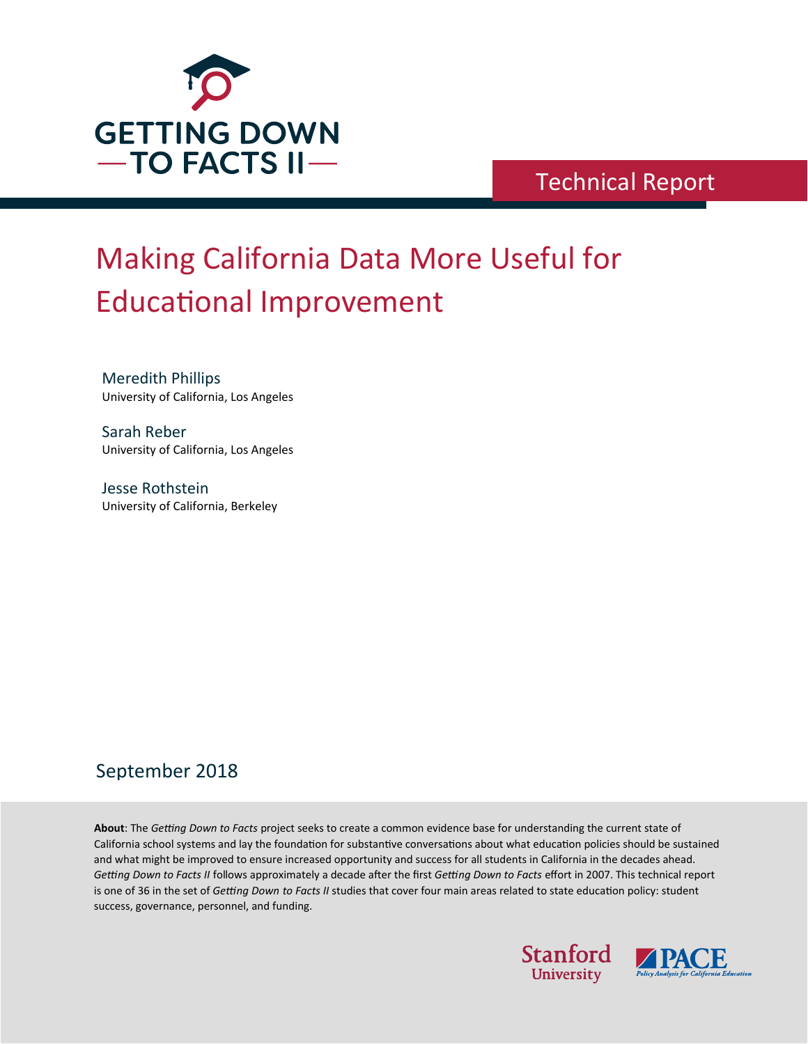GETTING DOWN TO FACTS II

Technical Report

# Making California Data More Useful for Educational Improvement

Meredith Phillips
University of California, Los Angeles

Sarah Reber
University of California, Los Angeles

Jesse Rothstein
University of California, Berkeley

September 2018

**About**: The *Getting Down to Facts* project seeks to create a common evidence base for understanding the current state of California school systems and lay the foundation for substantive conversations about what education policies should be sustained and what might be improved to ensure increased opportunity and success for all students in California in the decades ahead. *Getting Down to Facts II* follows approximately a decade after the first *Getting Down to Facts* effort in 2007. This technical report is one of 36 in the set of *Getting Down to Facts II* studies that cover four main areas related to state education policy: student success, governance, personnel, and funding.

Stanford University

PACE Policy Analysis for California Education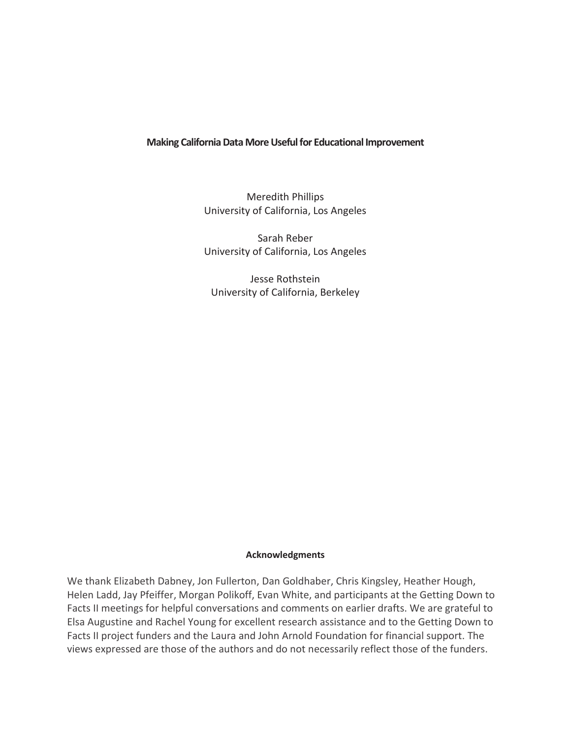**Making California Data More Useful for Educational Improvement**

Meredith Phillips
University of California, Los Angeles

Sarah Reber
University of California, Los Angeles

Jesse Rothstein
University of California, Berkeley

**Acknowledgments**

We thank Elizabeth Dabney, Jon Fullerton, Dan Goldhaber, Chris Kingsley, Heather Hough, Helen Ladd, Jay Pfeiffer, Morgan Polikoff, Evan White, and participants at the Getting Down to Facts II meetings for helpful conversations and comments on earlier drafts. We are grateful to Elsa Augustine and Rachel Young for excellent research assistance and to the Getting Down to Facts II project funders and the Laura and John Arnold Foundation for financial support. The views expressed are those of the authors and do not necessarily reflect those of the funders.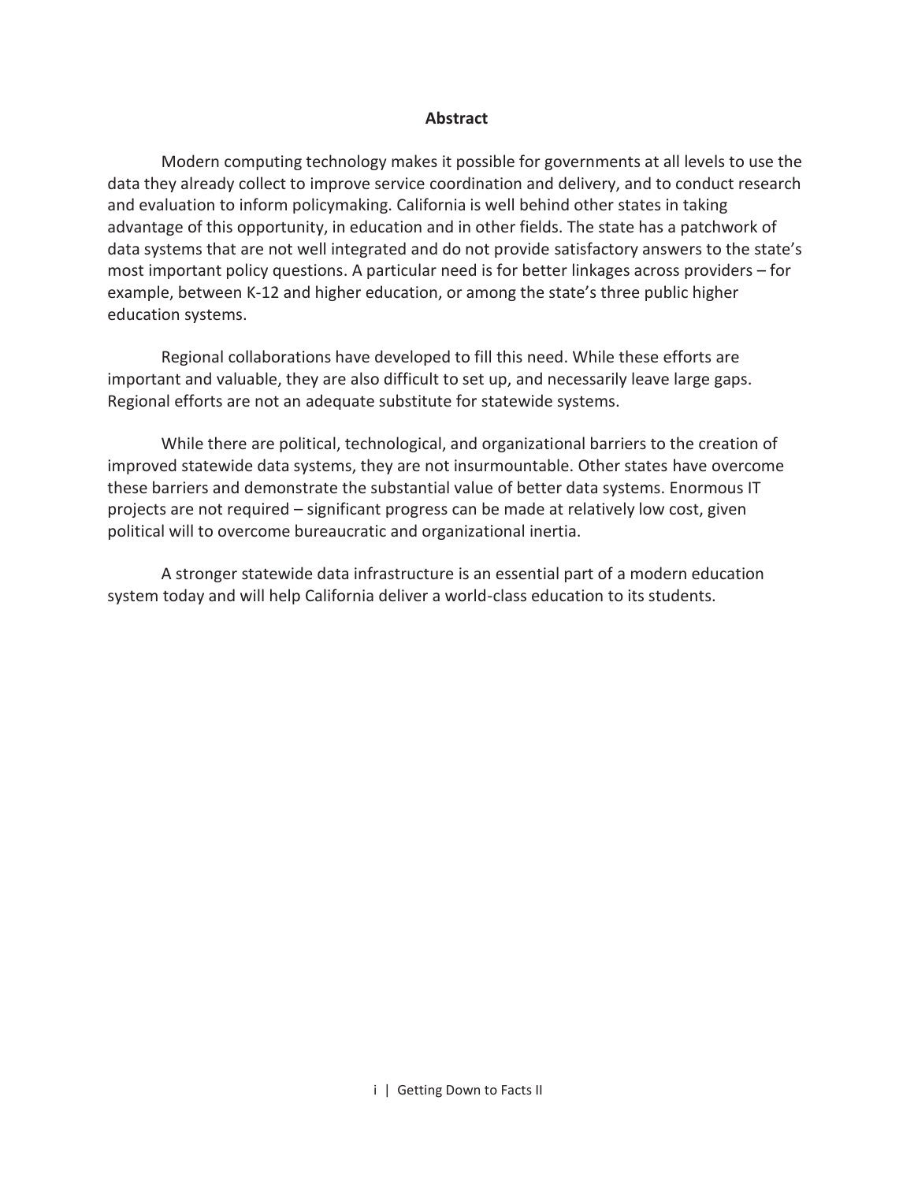## Abstract

Modern computing technology makes it possible for governments at all levels to use the data they already collect to improve service coordination and delivery, and to conduct research and evaluation to inform policymaking. California is well behind other states in taking advantage of this opportunity, in education and in other fields. The state has a patchwork of data systems that are not well integrated and do not provide satisfactory answers to the state's most important policy questions. A particular need is for better linkages across providers – for example, between K-12 and higher education, or among the state's three public higher education systems.

Regional collaborations have developed to fill this need. While these efforts are important and valuable, they are also difficult to set up, and necessarily leave large gaps. Regional efforts are not an adequate substitute for statewide systems.

While there are political, technological, and organizational barriers to the creation of improved statewide data systems, they are not insurmountable. Other states have overcome these barriers and demonstrate the substantial value of better data systems. Enormous IT projects are not required – significant progress can be made at relatively low cost, given political will to overcome bureaucratic and organizational inertia.

A stronger statewide data infrastructure is an essential part of a modern education system today and will help California deliver a world-class education to its students.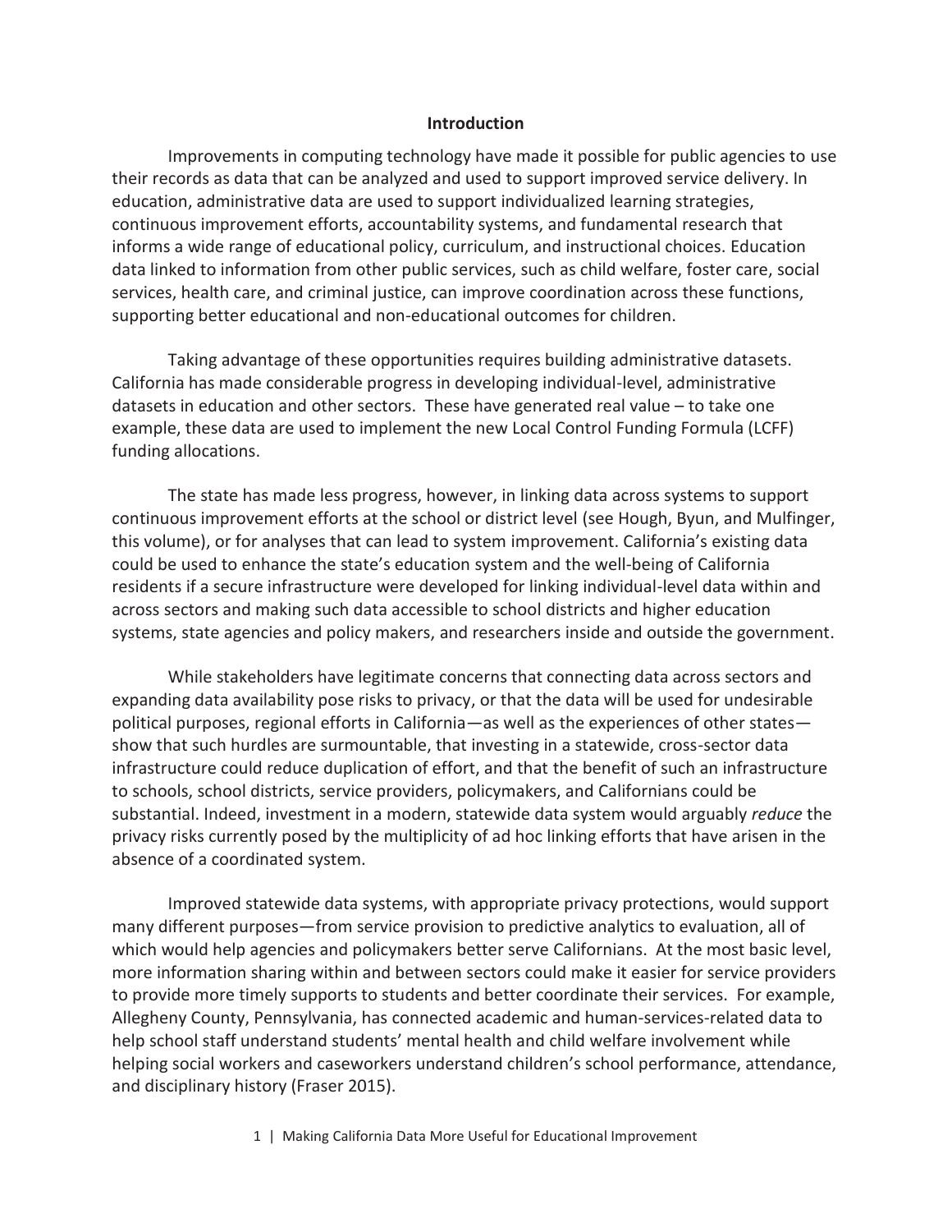## Introduction

Improvements in computing technology have made it possible for public agencies to use their records as data that can be analyzed and used to support improved service delivery. In education, administrative data are used to support individualized learning strategies, continuous improvement efforts, accountability systems, and fundamental research that informs a wide range of educational policy, curriculum, and instructional choices. Education data linked to information from other public services, such as child welfare, foster care, social services, health care, and criminal justice, can improve coordination across these functions, supporting better educational and non-educational outcomes for children.

Taking advantage of these opportunities requires building administrative datasets. California has made considerable progress in developing individual-level, administrative datasets in education and other sectors. These have generated real value – to take one example, these data are used to implement the new Local Control Funding Formula (LCFF) funding allocations.

The state has made less progress, however, in linking data across systems to support continuous improvement efforts at the school or district level (see Hough, Byun, and Mulfinger, this volume), or for analyses that can lead to system improvement. California's existing data could be used to enhance the state's education system and the well-being of California residents if a secure infrastructure were developed for linking individual-level data within and across sectors and making such data accessible to school districts and higher education systems, state agencies and policy makers, and researchers inside and outside the government.

While stakeholders have legitimate concerns that connecting data across sectors and expanding data availability pose risks to privacy, or that the data will be used for undesirable political purposes, regional efforts in California—as well as the experiences of other states—show that such hurdles are surmountable, that investing in a statewide, cross-sector data infrastructure could reduce duplication of effort, and that the benefit of such an infrastructure to schools, school districts, service providers, policymakers, and Californians could be substantial. Indeed, investment in a modern, statewide data system would arguably *reduce* the privacy risks currently posed by the multiplicity of ad hoc linking efforts that have arisen in the absence of a coordinated system.

Improved statewide data systems, with appropriate privacy protections, would support many different purposes—from service provision to predictive analytics to evaluation, all of which would help agencies and policymakers better serve Californians. At the most basic level, more information sharing within and between sectors could make it easier for service providers to provide more timely supports to students and better coordinate their services. For example, Allegheny County, Pennsylvania, has connected academic and human-services-related data to help school staff understand students' mental health and child welfare involvement while helping social workers and caseworkers understand children's school performance, attendance, and disciplinary history (Fraser 2015).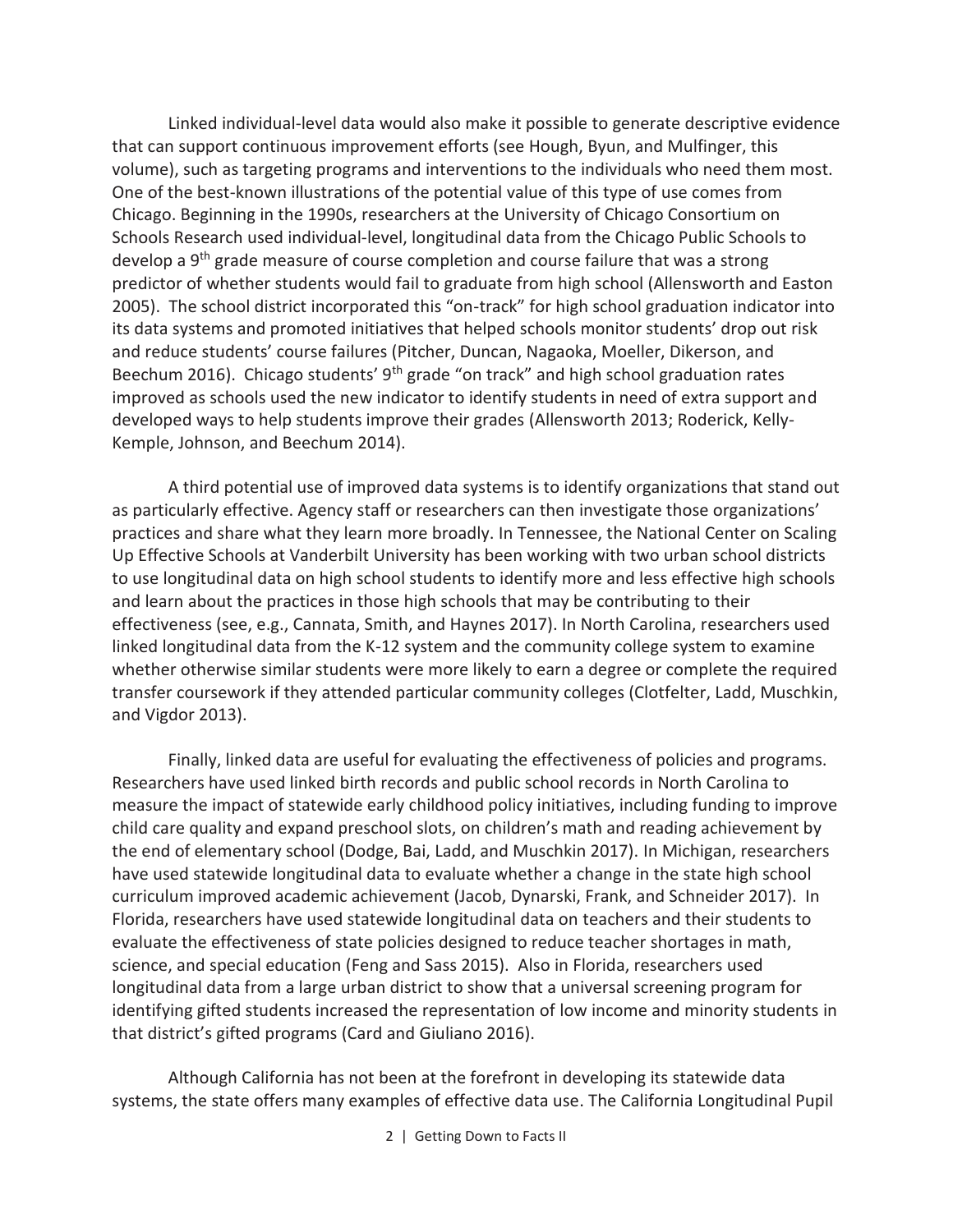Linked individual-level data would also make it possible to generate descriptive evidence that can support continuous improvement efforts (see Hough, Byun, and Mulfinger, this volume), such as targeting programs and interventions to the individuals who need them most. One of the best-known illustrations of the potential value of this type of use comes from Chicago. Beginning in the 1990s, researchers at the University of Chicago Consortium on Schools Research used individual-level, longitudinal data from the Chicago Public Schools to develop a 9th grade measure of course completion and course failure that was a strong predictor of whether students would fail to graduate from high school (Allensworth and Easton 2005). The school district incorporated this "on-track" for high school graduation indicator into its data systems and promoted initiatives that helped schools monitor students' drop out risk and reduce students' course failures (Pitcher, Duncan, Nagaoka, Moeller, Dikerson, and Beechum 2016). Chicago students' 9th grade "on track" and high school graduation rates improved as schools used the new indicator to identify students in need of extra support and developed ways to help students improve their grades (Allensworth 2013; Roderick, Kelly-Kemple, Johnson, and Beechum 2014).

A third potential use of improved data systems is to identify organizations that stand out as particularly effective. Agency staff or researchers can then investigate those organizations' practices and share what they learn more broadly. In Tennessee, the National Center on Scaling Up Effective Schools at Vanderbilt University has been working with two urban school districts to use longitudinal data on high school students to identify more and less effective high schools and learn about the practices in those high schools that may be contributing to their effectiveness (see, e.g., Cannata, Smith, and Haynes 2017). In North Carolina, researchers used linked longitudinal data from the K-12 system and the community college system to examine whether otherwise similar students were more likely to earn a degree or complete the required transfer coursework if they attended particular community colleges (Clotfelter, Ladd, Muschkin, and Vigdor 2013).

Finally, linked data are useful for evaluating the effectiveness of policies and programs. Researchers have used linked birth records and public school records in North Carolina to measure the impact of statewide early childhood policy initiatives, including funding to improve child care quality and expand preschool slots, on children's math and reading achievement by the end of elementary school (Dodge, Bai, Ladd, and Muschkin 2017). In Michigan, researchers have used statewide longitudinal data to evaluate whether a change in the state high school curriculum improved academic achievement (Jacob, Dynarski, Frank, and Schneider 2017). In Florida, researchers have used statewide longitudinal data on teachers and their students to evaluate the effectiveness of state policies designed to reduce teacher shortages in math, science, and special education (Feng and Sass 2015). Also in Florida, researchers used longitudinal data from a large urban district to show that a universal screening program for identifying gifted students increased the representation of low income and minority students in that district's gifted programs (Card and Giuliano 2016).

Although California has not been at the forefront in developing its statewide data systems, the state offers many examples of effective data use. The California Longitudinal Pupil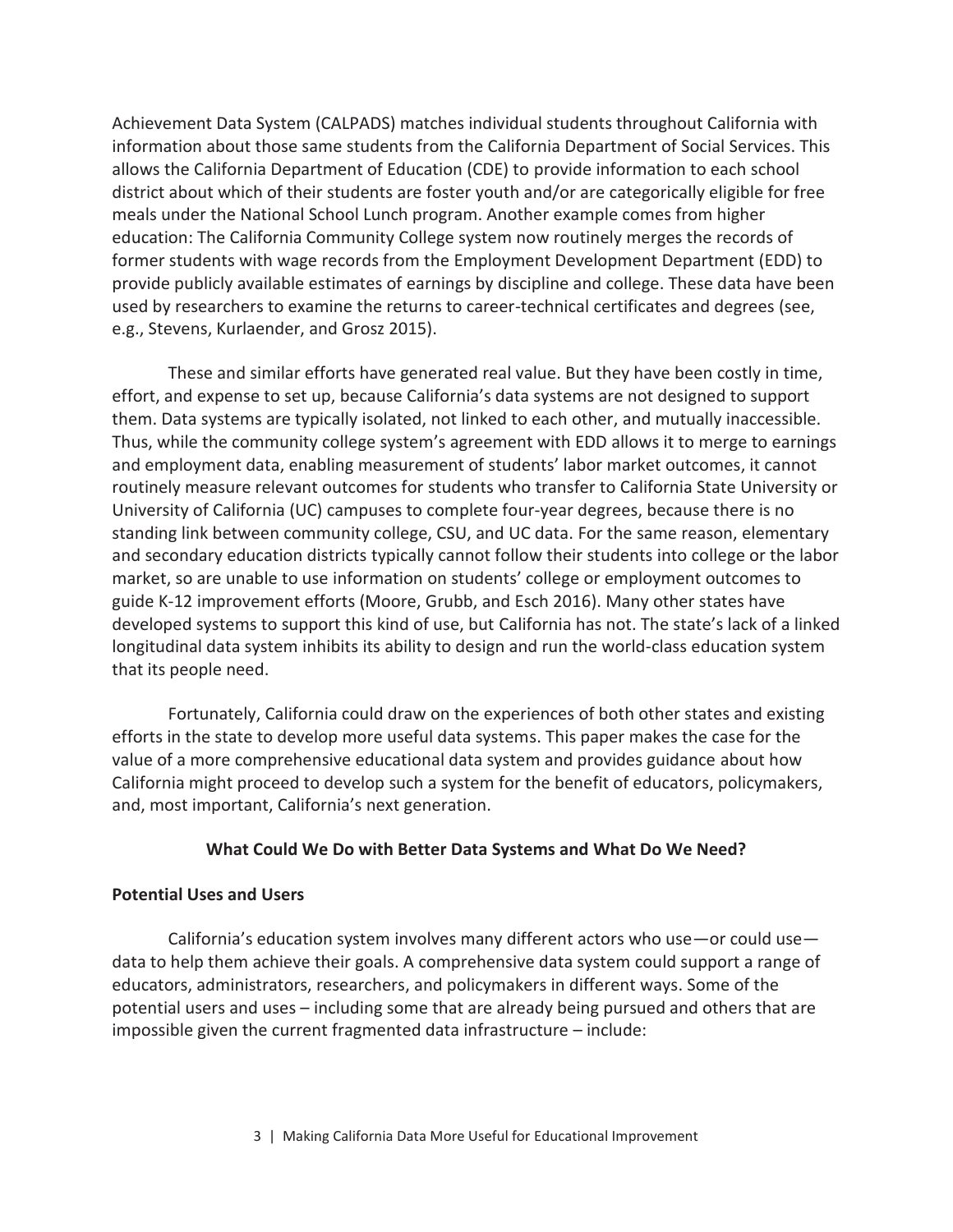Achievement Data System (CALPADS) matches individual students throughout California with information about those same students from the California Department of Social Services. This allows the California Department of Education (CDE) to provide information to each school district about which of their students are foster youth and/or are categorically eligible for free meals under the National School Lunch program. Another example comes from higher education: The California Community College system now routinely merges the records of former students with wage records from the Employment Development Department (EDD) to provide publicly available estimates of earnings by discipline and college. These data have been used by researchers to examine the returns to career-technical certificates and degrees (see, e.g., Stevens, Kurlaender, and Grosz 2015).

These and similar efforts have generated real value. But they have been costly in time, effort, and expense to set up, because California's data systems are not designed to support them. Data systems are typically isolated, not linked to each other, and mutually inaccessible. Thus, while the community college system's agreement with EDD allows it to merge to earnings and employment data, enabling measurement of students' labor market outcomes, it cannot routinely measure relevant outcomes for students who transfer to California State University or University of California (UC) campuses to complete four-year degrees, because there is no standing link between community college, CSU, and UC data. For the same reason, elementary and secondary education districts typically cannot follow their students into college or the labor market, so are unable to use information on students' college or employment outcomes to guide K-12 improvement efforts (Moore, Grubb, and Esch 2016). Many other states have developed systems to support this kind of use, but California has not. The state's lack of a linked longitudinal data system inhibits its ability to design and run the world-class education system that its people need.

Fortunately, California could draw on the experiences of both other states and existing efforts in the state to develop more useful data systems. This paper makes the case for the value of a more comprehensive educational data system and provides guidance about how California might proceed to develop such a system for the benefit of educators, policymakers, and, most important, California's next generation.

## What Could We Do with Better Data Systems and What Do We Need?

### Potential Uses and Users

California's education system involves many different actors who use—or could use—data to help them achieve their goals. A comprehensive data system could support a range of educators, administrators, researchers, and policymakers in different ways. Some of the potential users and uses – including some that are already being pursued and others that are impossible given the current fragmented data infrastructure – include: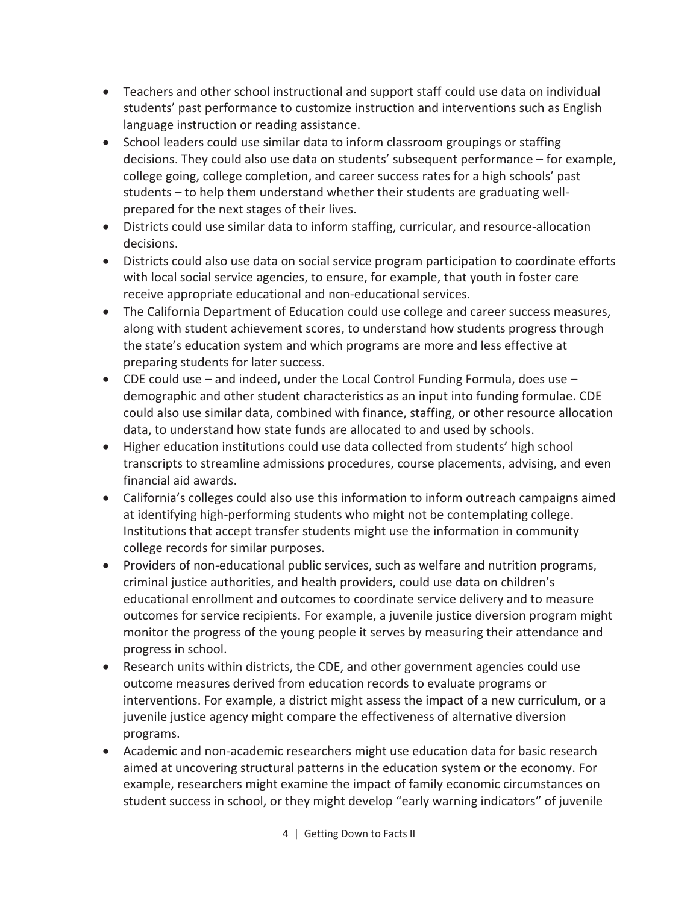- Teachers and other school instructional and support staff could use data on individual students' past performance to customize instruction and interventions such as English language instruction or reading assistance.
- School leaders could use similar data to inform classroom groupings or staffing decisions. They could also use data on students' subsequent performance – for example, college going, college completion, and career success rates for a high schools' past students – to help them understand whether their students are graduating well-prepared for the next stages of their lives.
- Districts could use similar data to inform staffing, curricular, and resource-allocation decisions.
- Districts could also use data on social service program participation to coordinate efforts with local social service agencies, to ensure, for example, that youth in foster care receive appropriate educational and non-educational services.
- The California Department of Education could use college and career success measures, along with student achievement scores, to understand how students progress through the state's education system and which programs are more and less effective at preparing students for later success.
- CDE could use – and indeed, under the Local Control Funding Formula, does use – demographic and other student characteristics as an input into funding formulae. CDE could also use similar data, combined with finance, staffing, or other resource allocation data, to understand how state funds are allocated to and used by schools.
- Higher education institutions could use data collected from students' high school transcripts to streamline admissions procedures, course placements, advising, and even financial aid awards.
- California's colleges could also use this information to inform outreach campaigns aimed at identifying high-performing students who might not be contemplating college. Institutions that accept transfer students might use the information in community college records for similar purposes.
- Providers of non-educational public services, such as welfare and nutrition programs, criminal justice authorities, and health providers, could use data on children's educational enrollment and outcomes to coordinate service delivery and to measure outcomes for service recipients. For example, a juvenile justice diversion program might monitor the progress of the young people it serves by measuring their attendance and progress in school.
- Research units within districts, the CDE, and other government agencies could use outcome measures derived from education records to evaluate programs or interventions. For example, a district might assess the impact of a new curriculum, or a juvenile justice agency might compare the effectiveness of alternative diversion programs.
- Academic and non-academic researchers might use education data for basic research aimed at uncovering structural patterns in the education system or the economy. For example, researchers might examine the impact of family economic circumstances on student success in school, or they might develop "early warning indicators" of juvenile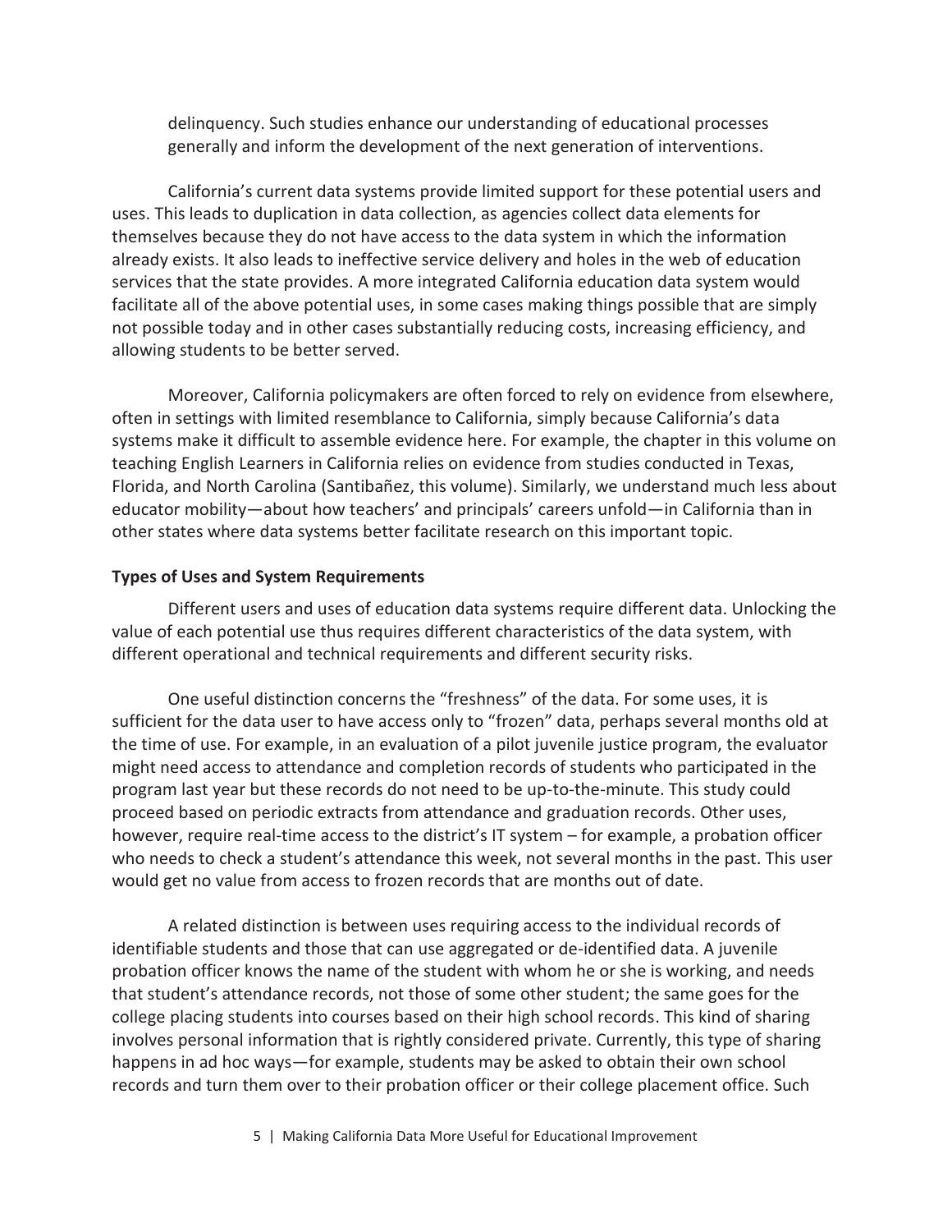delinquency. Such studies enhance our understanding of educational processes generally and inform the development of the next generation of interventions.

California's current data systems provide limited support for these potential users and uses. This leads to duplication in data collection, as agencies collect data elements for themselves because they do not have access to the data system in which the information already exists. It also leads to ineffective service delivery and holes in the web of education services that the state provides. A more integrated California education data system would facilitate all of the above potential uses, in some cases making things possible that are simply not possible today and in other cases substantially reducing costs, increasing efficiency, and allowing students to be better served.

Moreover, California policymakers are often forced to rely on evidence from elsewhere, often in settings with limited resemblance to California, simply because California's data systems make it difficult to assemble evidence here. For example, the chapter in this volume on teaching English Learners in California relies on evidence from studies conducted in Texas, Florida, and North Carolina (Santibañez, this volume). Similarly, we understand much less about educator mobility—about how teachers' and principals' careers unfold—in California than in other states where data systems better facilitate research on this important topic.

**Types of Uses and System Requirements**

Different users and uses of education data systems require different data. Unlocking the value of each potential use thus requires different characteristics of the data system, with different operational and technical requirements and different security risks.

One useful distinction concerns the "freshness" of the data. For some uses, it is sufficient for the data user to have access only to "frozen" data, perhaps several months old at the time of use. For example, in an evaluation of a pilot juvenile justice program, the evaluator might need access to attendance and completion records of students who participated in the program last year but these records do not need to be up-to-the-minute. This study could proceed based on periodic extracts from attendance and graduation records. Other uses, however, require real-time access to the district's IT system – for example, a probation officer who needs to check a student's attendance this week, not several months in the past. This user would get no value from access to frozen records that are months out of date.

A related distinction is between uses requiring access to the individual records of identifiable students and those that can use aggregated or de-identified data. A juvenile probation officer knows the name of the student with whom he or she is working, and needs that student's attendance records, not those of some other student; the same goes for the college placing students into courses based on their high school records. This kind of sharing involves personal information that is rightly considered private. Currently, this type of sharing happens in ad hoc ways—for example, students may be asked to obtain their own school records and turn them over to their probation officer or their college placement office. Such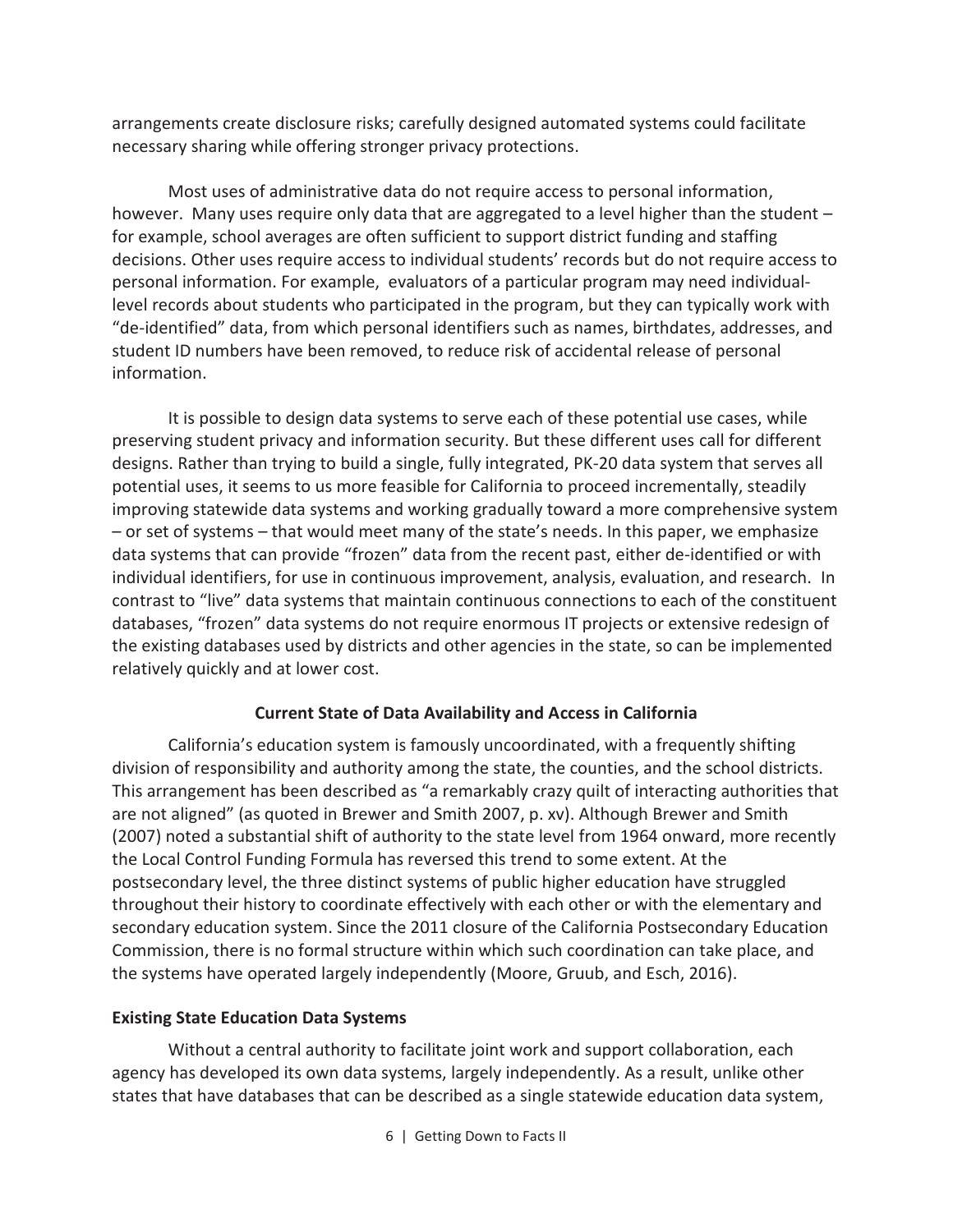arrangements create disclosure risks; carefully designed automated systems could facilitate necessary sharing while offering stronger privacy protections.

Most uses of administrative data do not require access to personal information, however. Many uses require only data that are aggregated to a level higher than the student – for example, school averages are often sufficient to support district funding and staffing decisions. Other uses require access to individual students' records but do not require access to personal information. For example, evaluators of a particular program may need individual-level records about students who participated in the program, but they can typically work with "de-identified" data, from which personal identifiers such as names, birthdates, addresses, and student ID numbers have been removed, to reduce risk of accidental release of personal information.

It is possible to design data systems to serve each of these potential use cases, while preserving student privacy and information security. But these different uses call for different designs. Rather than trying to build a single, fully integrated, PK-20 data system that serves all potential uses, it seems to us more feasible for California to proceed incrementally, steadily improving statewide data systems and working gradually toward a more comprehensive system – or set of systems – that would meet many of the state's needs. In this paper, we emphasize data systems that can provide "frozen" data from the recent past, either de-identified or with individual identifiers, for use in continuous improvement, analysis, evaluation, and research. In contrast to "live" data systems that maintain continuous connections to each of the constituent databases, "frozen" data systems do not require enormous IT projects or extensive redesign of the existing databases used by districts and other agencies in the state, so can be implemented relatively quickly and at lower cost.

## Current State of Data Availability and Access in California

California's education system is famously uncoordinated, with a frequently shifting division of responsibility and authority among the state, the counties, and the school districts. This arrangement has been described as "a remarkably crazy quilt of interacting authorities that are not aligned" (as quoted in Brewer and Smith 2007, p. xv). Although Brewer and Smith (2007) noted a substantial shift of authority to the state level from 1964 onward, more recently the Local Control Funding Formula has reversed this trend to some extent. At the postsecondary level, the three distinct systems of public higher education have struggled throughout their history to coordinate effectively with each other or with the elementary and secondary education system. Since the 2011 closure of the California Postsecondary Education Commission, there is no formal structure within which such coordination can take place, and the systems have operated largely independently (Moore, Gruub, and Esch, 2016).

### Existing State Education Data Systems

Without a central authority to facilitate joint work and support collaboration, each agency has developed its own data systems, largely independently. As a result, unlike other states that have databases that can be described as a single statewide education data system,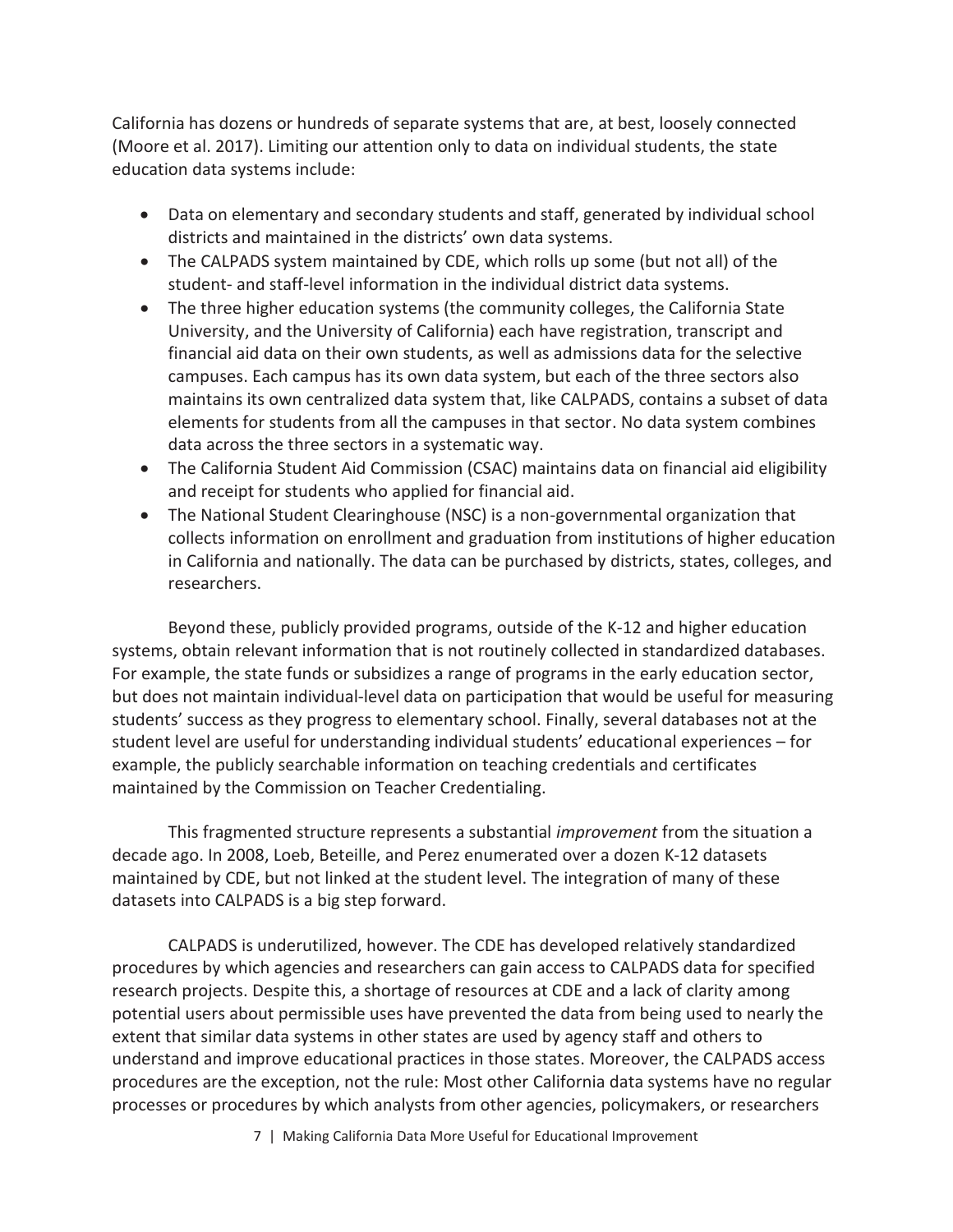California has dozens or hundreds of separate systems that are, at best, loosely connected (Moore et al. 2017). Limiting our attention only to data on individual students, the state education data systems include:

- Data on elementary and secondary students and staff, generated by individual school districts and maintained in the districts' own data systems.
- The CALPADS system maintained by CDE, which rolls up some (but not all) of the student- and staff-level information in the individual district data systems.
- The three higher education systems (the community colleges, the California State University, and the University of California) each have registration, transcript and financial aid data on their own students, as well as admissions data for the selective campuses. Each campus has its own data system, but each of the three sectors also maintains its own centralized data system that, like CALPADS, contains a subset of data elements for students from all the campuses in that sector. No data system combines data across the three sectors in a systematic way.
- The California Student Aid Commission (CSAC) maintains data on financial aid eligibility and receipt for students who applied for financial aid.
- The National Student Clearinghouse (NSC) is a non-governmental organization that collects information on enrollment and graduation from institutions of higher education in California and nationally. The data can be purchased by districts, states, colleges, and researchers.

Beyond these, publicly provided programs, outside of the K-12 and higher education systems, obtain relevant information that is not routinely collected in standardized databases. For example, the state funds or subsidizes a range of programs in the early education sector, but does not maintain individual-level data on participation that would be useful for measuring students' success as they progress to elementary school. Finally, several databases not at the student level are useful for understanding individual students' educational experiences – for example, the publicly searchable information on teaching credentials and certificates maintained by the Commission on Teacher Credentialing.

This fragmented structure represents a substantial *improvement* from the situation a decade ago. In 2008, Loeb, Beteille, and Perez enumerated over a dozen K-12 datasets maintained by CDE, but not linked at the student level. The integration of many of these datasets into CALPADS is a big step forward.

CALPADS is underutilized, however. The CDE has developed relatively standardized procedures by which agencies and researchers can gain access to CALPADS data for specified research projects. Despite this, a shortage of resources at CDE and a lack of clarity among potential users about permissible uses have prevented the data from being used to nearly the extent that similar data systems in other states are used by agency staff and others to understand and improve educational practices in those states. Moreover, the CALPADS access procedures are the exception, not the rule: Most other California data systems have no regular processes or procedures by which analysts from other agencies, policymakers, or researchers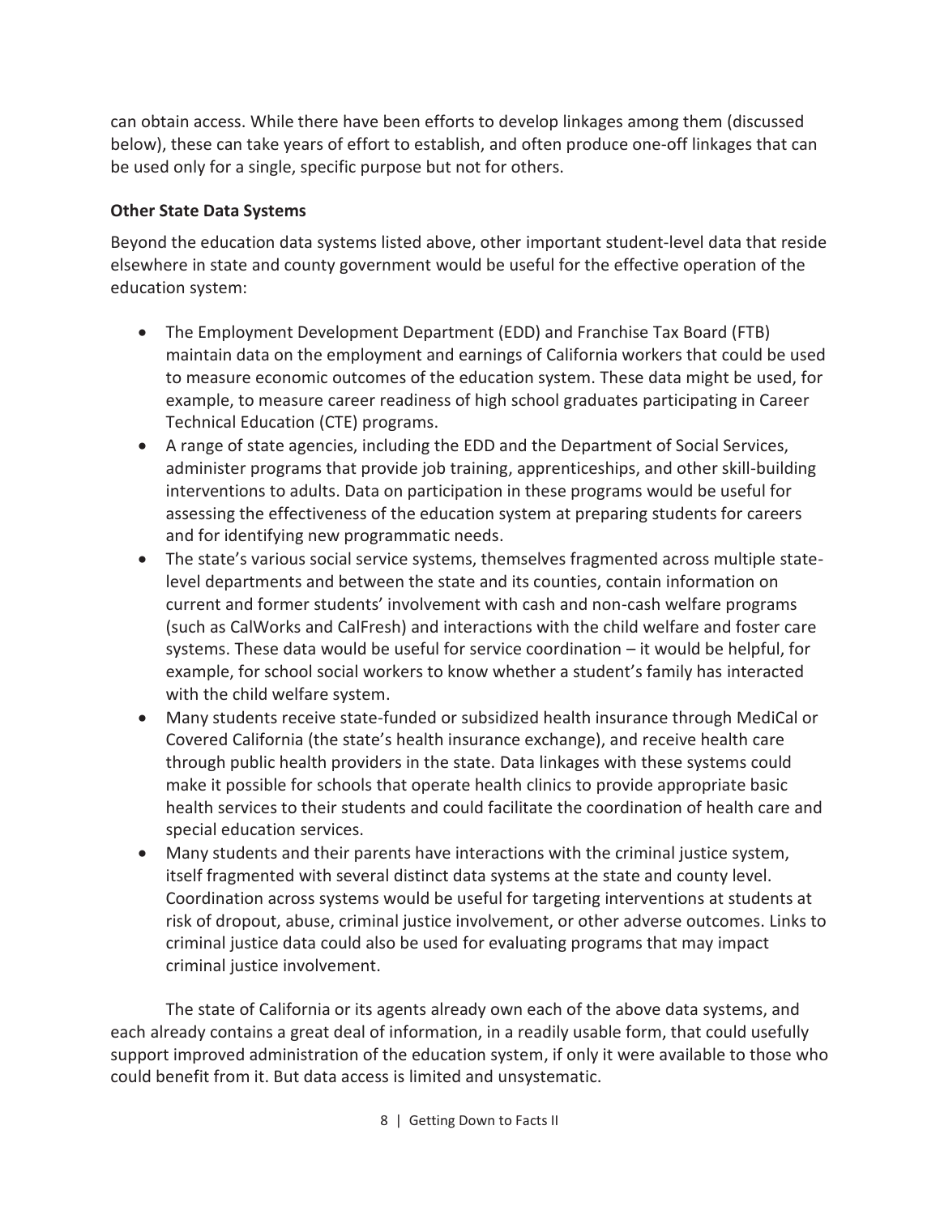can obtain access. While there have been efforts to develop linkages among them (discussed below), these can take years of effort to establish, and often produce one-off linkages that can be used only for a single, specific purpose but not for others.

**Other State Data Systems**

Beyond the education data systems listed above, other important student-level data that reside elsewhere in state and county government would be useful for the effective operation of the education system:

- The Employment Development Department (EDD) and Franchise Tax Board (FTB) maintain data on the employment and earnings of California workers that could be used to measure economic outcomes of the education system. These data might be used, for example, to measure career readiness of high school graduates participating in Career Technical Education (CTE) programs.
- A range of state agencies, including the EDD and the Department of Social Services, administer programs that provide job training, apprenticeships, and other skill-building interventions to adults. Data on participation in these programs would be useful for assessing the effectiveness of the education system at preparing students for careers and for identifying new programmatic needs.
- The state's various social service systems, themselves fragmented across multiple state-level departments and between the state and its counties, contain information on current and former students' involvement with cash and non-cash welfare programs (such as CalWorks and CalFresh) and interactions with the child welfare and foster care systems. These data would be useful for service coordination – it would be helpful, for example, for school social workers to know whether a student's family has interacted with the child welfare system.
- Many students receive state-funded or subsidized health insurance through MediCal or Covered California (the state's health insurance exchange), and receive health care through public health providers in the state. Data linkages with these systems could make it possible for schools that operate health clinics to provide appropriate basic health services to their students and could facilitate the coordination of health care and special education services.
- Many students and their parents have interactions with the criminal justice system, itself fragmented with several distinct data systems at the state and county level. Coordination across systems would be useful for targeting interventions at students at risk of dropout, abuse, criminal justice involvement, or other adverse outcomes. Links to criminal justice data could also be used for evaluating programs that may impact criminal justice involvement.

The state of California or its agents already own each of the above data systems, and each already contains a great deal of information, in a readily usable form, that could usefully support improved administration of the education system, if only it were available to those who could benefit from it. But data access is limited and unsystematic.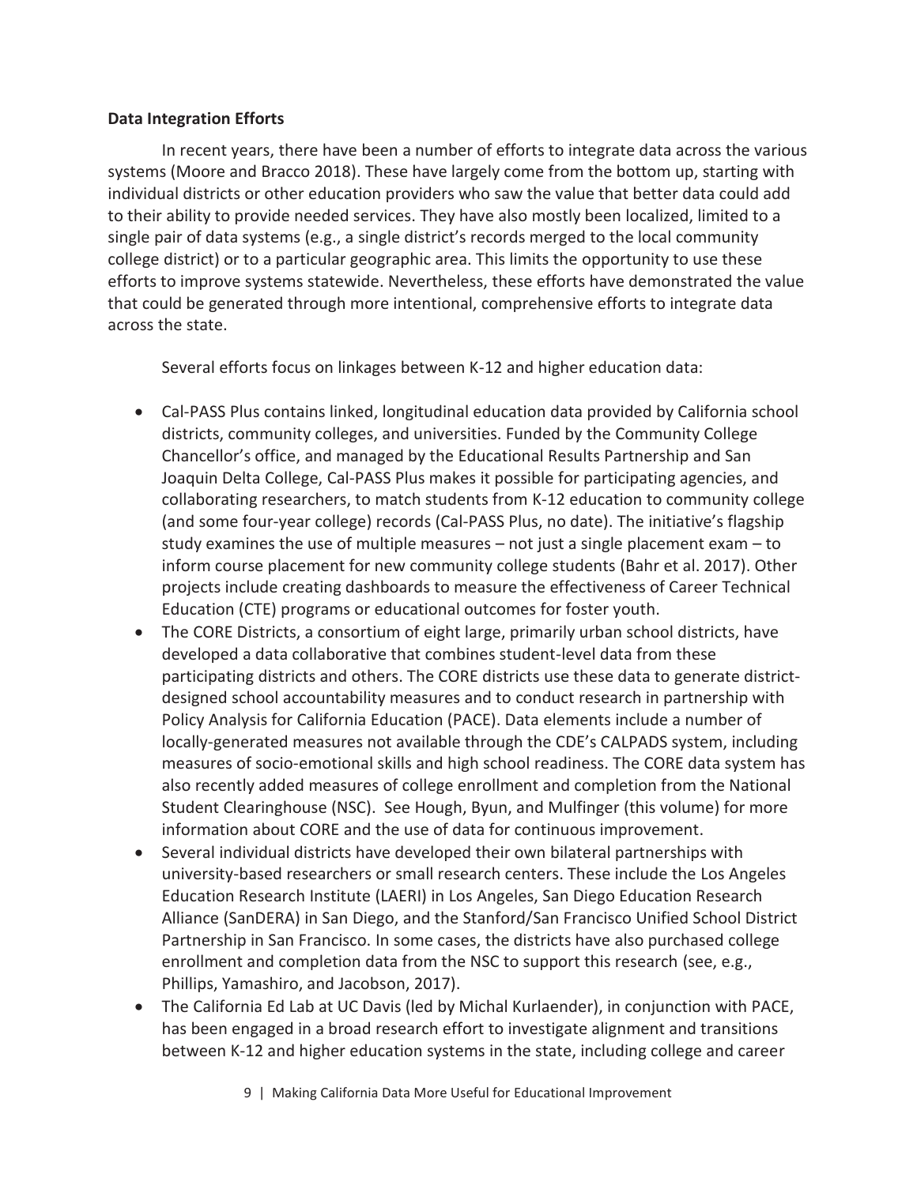**Data Integration Efforts**

In recent years, there have been a number of efforts to integrate data across the various systems (Moore and Bracco 2018). These have largely come from the bottom up, starting with individual districts or other education providers who saw the value that better data could add to their ability to provide needed services. They have also mostly been localized, limited to a single pair of data systems (e.g., a single district's records merged to the local community college district) or to a particular geographic area. This limits the opportunity to use these efforts to improve systems statewide. Nevertheless, these efforts have demonstrated the value that could be generated through more intentional, comprehensive efforts to integrate data across the state.

Several efforts focus on linkages between K-12 and higher education data:

- Cal-PASS Plus contains linked, longitudinal education data provided by California school districts, community colleges, and universities. Funded by the Community College Chancellor's office, and managed by the Educational Results Partnership and San Joaquin Delta College, Cal-PASS Plus makes it possible for participating agencies, and collaborating researchers, to match students from K-12 education to community college (and some four-year college) records (Cal-PASS Plus, no date). The initiative's flagship study examines the use of multiple measures – not just a single placement exam – to inform course placement for new community college students (Bahr et al. 2017). Other projects include creating dashboards to measure the effectiveness of Career Technical Education (CTE) programs or educational outcomes for foster youth.
- The CORE Districts, a consortium of eight large, primarily urban school districts, have developed a data collaborative that combines student-level data from these participating districts and others. The CORE districts use these data to generate district-designed school accountability measures and to conduct research in partnership with Policy Analysis for California Education (PACE). Data elements include a number of locally-generated measures not available through the CDE's CALPADS system, including measures of socio-emotional skills and high school readiness. The CORE data system has also recently added measures of college enrollment and completion from the National Student Clearinghouse (NSC). See Hough, Byun, and Mulfinger (this volume) for more information about CORE and the use of data for continuous improvement.
- Several individual districts have developed their own bilateral partnerships with university-based researchers or small research centers. These include the Los Angeles Education Research Institute (LAERI) in Los Angeles, San Diego Education Research Alliance (SanDERA) in San Diego, and the Stanford/San Francisco Unified School District Partnership in San Francisco. In some cases, the districts have also purchased college enrollment and completion data from the NSC to support this research (see, e.g., Phillips, Yamashiro, and Jacobson, 2017).
- The California Ed Lab at UC Davis (led by Michal Kurlaender), in conjunction with PACE, has been engaged in a broad research effort to investigate alignment and transitions between K-12 and higher education systems in the state, including college and career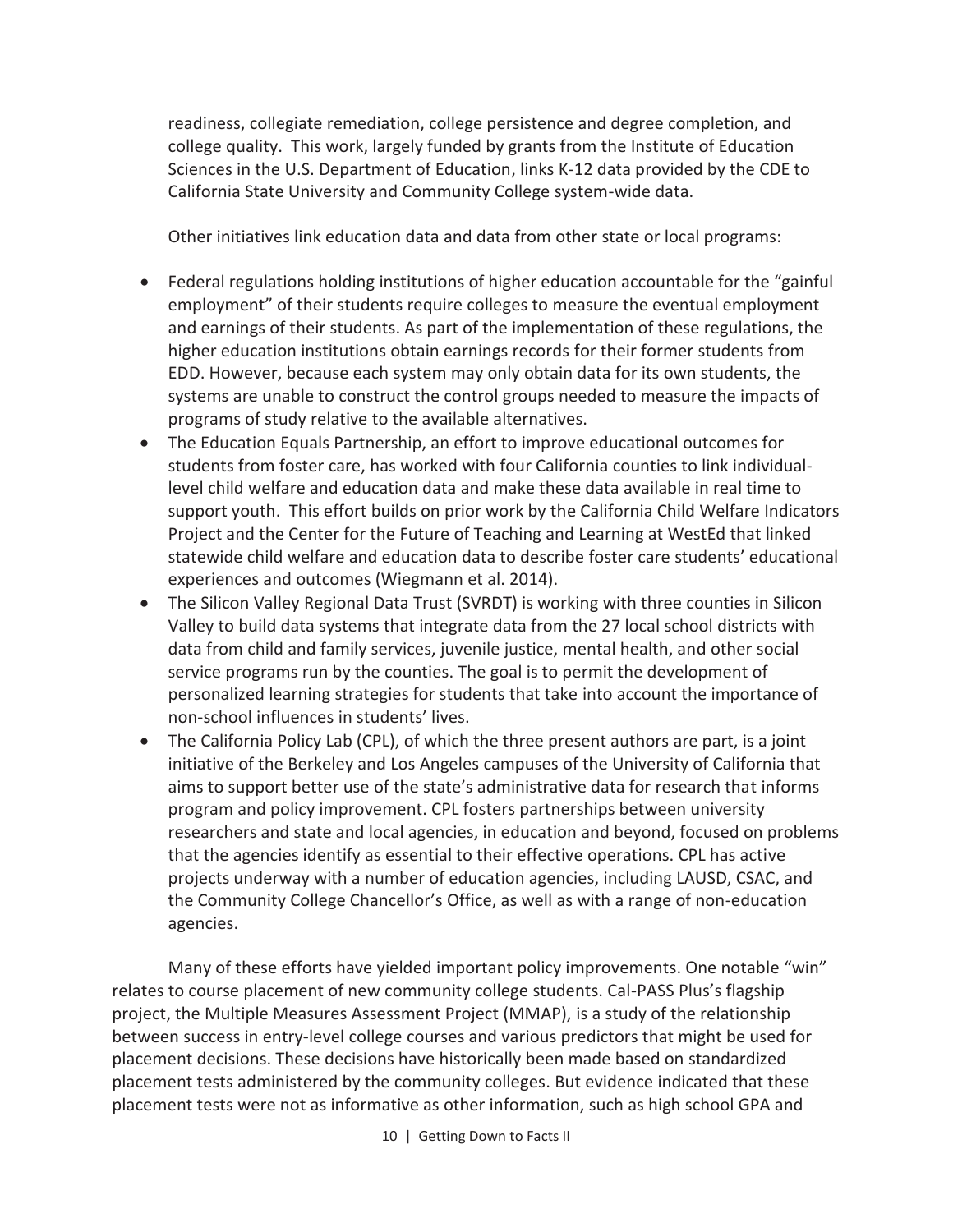readiness, collegiate remediation, college persistence and degree completion, and college quality. This work, largely funded by grants from the Institute of Education Sciences in the U.S. Department of Education, links K-12 data provided by the CDE to California State University and Community College system-wide data.

Other initiatives link education data and data from other state or local programs:

- Federal regulations holding institutions of higher education accountable for the "gainful employment" of their students require colleges to measure the eventual employment and earnings of their students. As part of the implementation of these regulations, the higher education institutions obtain earnings records for their former students from EDD. However, because each system may only obtain data for its own students, the systems are unable to construct the control groups needed to measure the impacts of programs of study relative to the available alternatives.
- The Education Equals Partnership, an effort to improve educational outcomes for students from foster care, has worked with four California counties to link individual-level child welfare and education data and make these data available in real time to support youth. This effort builds on prior work by the California Child Welfare Indicators Project and the Center for the Future of Teaching and Learning at WestEd that linked statewide child welfare and education data to describe foster care students' educational experiences and outcomes (Wiegmann et al. 2014).
- The Silicon Valley Regional Data Trust (SVRDT) is working with three counties in Silicon Valley to build data systems that integrate data from the 27 local school districts with data from child and family services, juvenile justice, mental health, and other social service programs run by the counties. The goal is to permit the development of personalized learning strategies for students that take into account the importance of non-school influences in students' lives.
- The California Policy Lab (CPL), of which the three present authors are part, is a joint initiative of the Berkeley and Los Angeles campuses of the University of California that aims to support better use of the state's administrative data for research that informs program and policy improvement. CPL fosters partnerships between university researchers and state and local agencies, in education and beyond, focused on problems that the agencies identify as essential to their effective operations. CPL has active projects underway with a number of education agencies, including LAUSD, CSAC, and the Community College Chancellor's Office, as well as with a range of non-education agencies.

Many of these efforts have yielded important policy improvements. One notable "win" relates to course placement of new community college students. Cal-PASS Plus's flagship project, the Multiple Measures Assessment Project (MMAP), is a study of the relationship between success in entry-level college courses and various predictors that might be used for placement decisions. These decisions have historically been made based on standardized placement tests administered by the community colleges. But evidence indicated that these placement tests were not as informative as other information, such as high school GPA and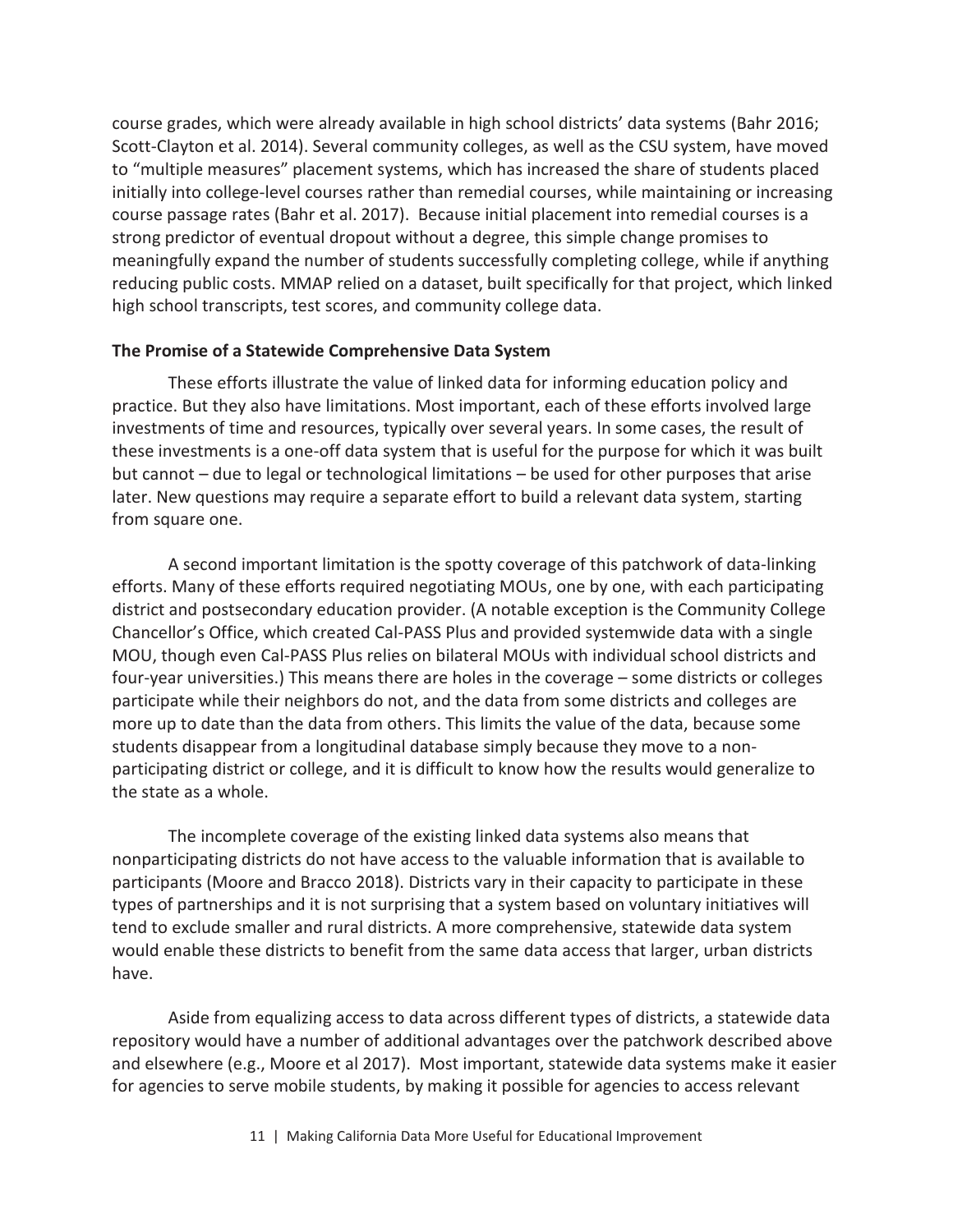course grades, which were already available in high school districts' data systems (Bahr 2016; Scott-Clayton et al. 2014). Several community colleges, as well as the CSU system, have moved to "multiple measures" placement systems, which has increased the share of students placed initially into college-level courses rather than remedial courses, while maintaining or increasing course passage rates (Bahr et al. 2017). Because initial placement into remedial courses is a strong predictor of eventual dropout without a degree, this simple change promises to meaningfully expand the number of students successfully completing college, while if anything reducing public costs. MMAP relied on a dataset, built specifically for that project, which linked high school transcripts, test scores, and community college data.

**The Promise of a Statewide Comprehensive Data System**

These efforts illustrate the value of linked data for informing education policy and practice. But they also have limitations. Most important, each of these efforts involved large investments of time and resources, typically over several years. In some cases, the result of these investments is a one-off data system that is useful for the purpose for which it was built but cannot – due to legal or technological limitations – be used for other purposes that arise later. New questions may require a separate effort to build a relevant data system, starting from square one.

A second important limitation is the spotty coverage of this patchwork of data-linking efforts. Many of these efforts required negotiating MOUs, one by one, with each participating district and postsecondary education provider. (A notable exception is the Community College Chancellor's Office, which created Cal-PASS Plus and provided systemwide data with a single MOU, though even Cal-PASS Plus relies on bilateral MOUs with individual school districts and four-year universities.) This means there are holes in the coverage – some districts or colleges participate while their neighbors do not, and the data from some districts and colleges are more up to date than the data from others. This limits the value of the data, because some students disappear from a longitudinal database simply because they move to a non-participating district or college, and it is difficult to know how the results would generalize to the state as a whole.

The incomplete coverage of the existing linked data systems also means that nonparticipating districts do not have access to the valuable information that is available to participants (Moore and Bracco 2018). Districts vary in their capacity to participate in these types of partnerships and it is not surprising that a system based on voluntary initiatives will tend to exclude smaller and rural districts. A more comprehensive, statewide data system would enable these districts to benefit from the same data access that larger, urban districts have.

Aside from equalizing access to data across different types of districts, a statewide data repository would have a number of additional advantages over the patchwork described above and elsewhere (e.g., Moore et al 2017). Most important, statewide data systems make it easier for agencies to serve mobile students, by making it possible for agencies to access relevant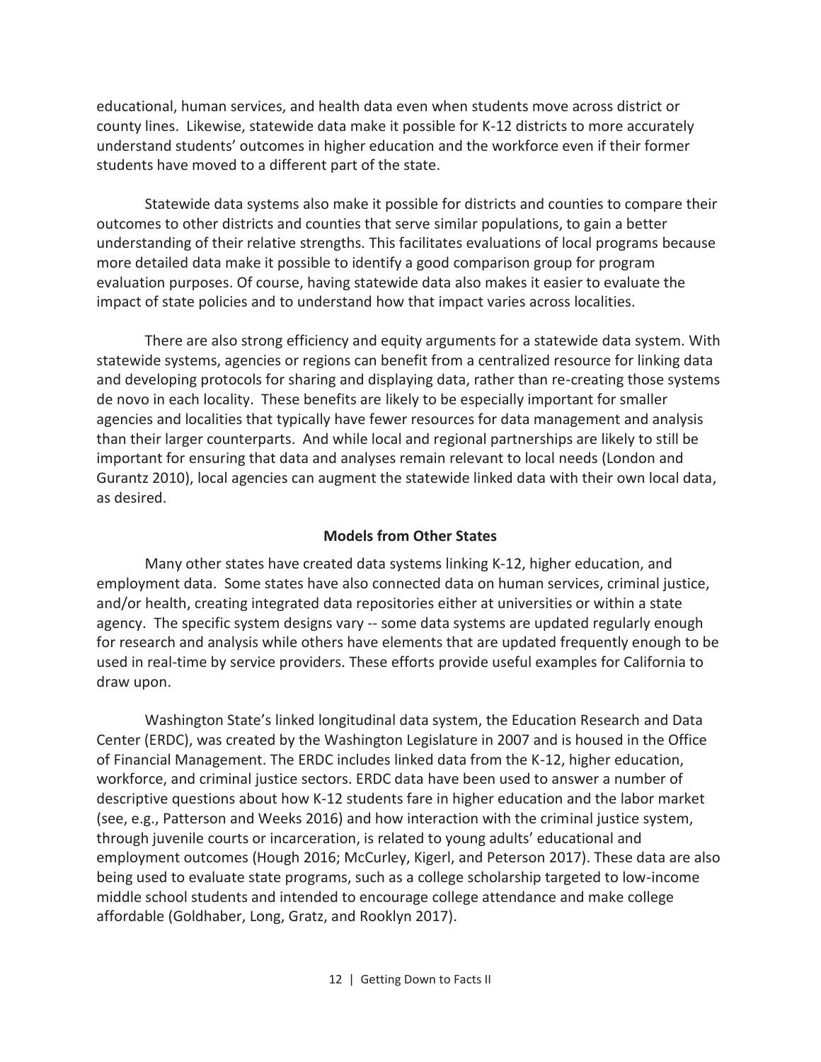educational, human services, and health data even when students move across district or county lines. Likewise, statewide data make it possible for K-12 districts to more accurately understand students' outcomes in higher education and the workforce even if their former students have moved to a different part of the state.

Statewide data systems also make it possible for districts and counties to compare their outcomes to other districts and counties that serve similar populations, to gain a better understanding of their relative strengths. This facilitates evaluations of local programs because more detailed data make it possible to identify a good comparison group for program evaluation purposes. Of course, having statewide data also makes it easier to evaluate the impact of state policies and to understand how that impact varies across localities.

There are also strong efficiency and equity arguments for a statewide data system. With statewide systems, agencies or regions can benefit from a centralized resource for linking data and developing protocols for sharing and displaying data, rather than re-creating those systems de novo in each locality. These benefits are likely to be especially important for smaller agencies and localities that typically have fewer resources for data management and analysis than their larger counterparts. And while local and regional partnerships are likely to still be important for ensuring that data and analyses remain relevant to local needs (London and Gurantz 2010), local agencies can augment the statewide linked data with their own local data, as desired.

## Models from Other States

Many other states have created data systems linking K-12, higher education, and employment data. Some states have also connected data on human services, criminal justice, and/or health, creating integrated data repositories either at universities or within a state agency. The specific system designs vary -- some data systems are updated regularly enough for research and analysis while others have elements that are updated frequently enough to be used in real-time by service providers. These efforts provide useful examples for California to draw upon.

Washington State's linked longitudinal data system, the Education Research and Data Center (ERDC), was created by the Washington Legislature in 2007 and is housed in the Office of Financial Management. The ERDC includes linked data from the K-12, higher education, workforce, and criminal justice sectors. ERDC data have been used to answer a number of descriptive questions about how K-12 students fare in higher education and the labor market (see, e.g., Patterson and Weeks 2016) and how interaction with the criminal justice system, through juvenile courts or incarceration, is related to young adults' educational and employment outcomes (Hough 2016; McCurley, Kigerl, and Peterson 2017). These data are also being used to evaluate state programs, such as a college scholarship targeted to low-income middle school students and intended to encourage college attendance and make college affordable (Goldhaber, Long, Gratz, and Rooklyn 2017).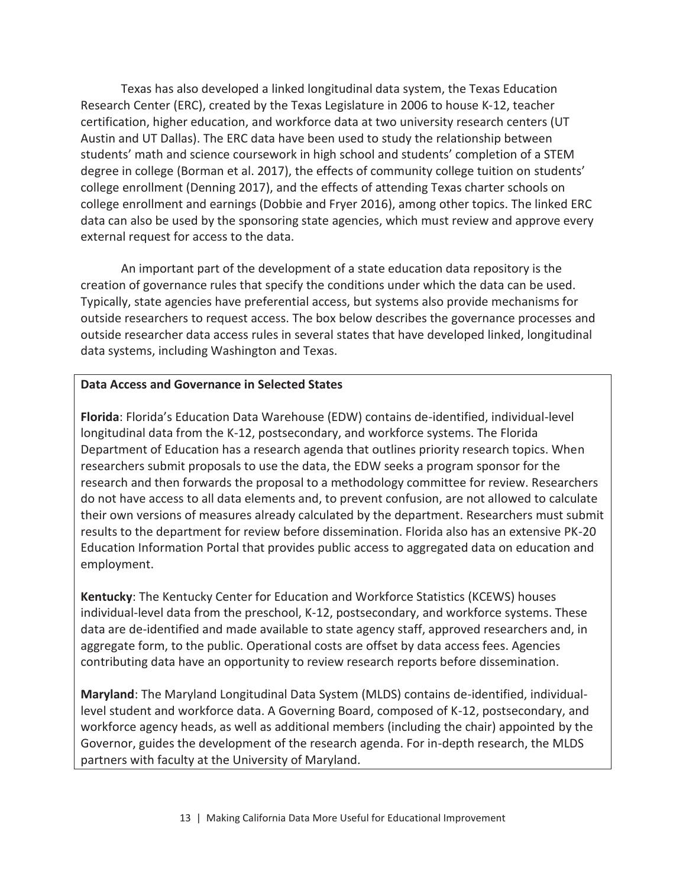Texas has also developed a linked longitudinal data system, the Texas Education Research Center (ERC), created by the Texas Legislature in 2006 to house K-12, teacher certification, higher education, and workforce data at two university research centers (UT Austin and UT Dallas). The ERC data have been used to study the relationship between students' math and science coursework in high school and students' completion of a STEM degree in college (Borman et al. 2017), the effects of community college tuition on students' college enrollment (Denning 2017), and the effects of attending Texas charter schools on college enrollment and earnings (Dobbie and Fryer 2016), among other topics. The linked ERC data can also be used by the sponsoring state agencies, which must review and approve every external request for access to the data.

An important part of the development of a state education data repository is the creation of governance rules that specify the conditions under which the data can be used. Typically, state agencies have preferential access, but systems also provide mechanisms for outside researchers to request access. The box below describes the governance processes and outside researcher data access rules in several states that have developed linked, longitudinal data systems, including Washington and Texas.

**Data Access and Governance in Selected States**

**Florida**: Florida's Education Data Warehouse (EDW) contains de-identified, individual-level longitudinal data from the K-12, postsecondary, and workforce systems. The Florida Department of Education has a research agenda that outlines priority research topics. When researchers submit proposals to use the data, the EDW seeks a program sponsor for the research and then forwards the proposal to a methodology committee for review. Researchers do not have access to all data elements and, to prevent confusion, are not allowed to calculate their own versions of measures already calculated by the department. Researchers must submit results to the department for review before dissemination. Florida also has an extensive PK-20 Education Information Portal that provides public access to aggregated data on education and employment.

**Kentucky**: The Kentucky Center for Education and Workforce Statistics (KCEWS) houses individual-level data from the preschool, K-12, postsecondary, and workforce systems. These data are de-identified and made available to state agency staff, approved researchers and, in aggregate form, to the public. Operational costs are offset by data access fees. Agencies contributing data have an opportunity to review research reports before dissemination.

**Maryland**: The Maryland Longitudinal Data System (MLDS) contains de-identified, individual-level student and workforce data. A Governing Board, composed of K-12, postsecondary, and workforce agency heads, as well as additional members (including the chair) appointed by the Governor, guides the development of the research agenda. For in-depth research, the MLDS partners with faculty at the University of Maryland.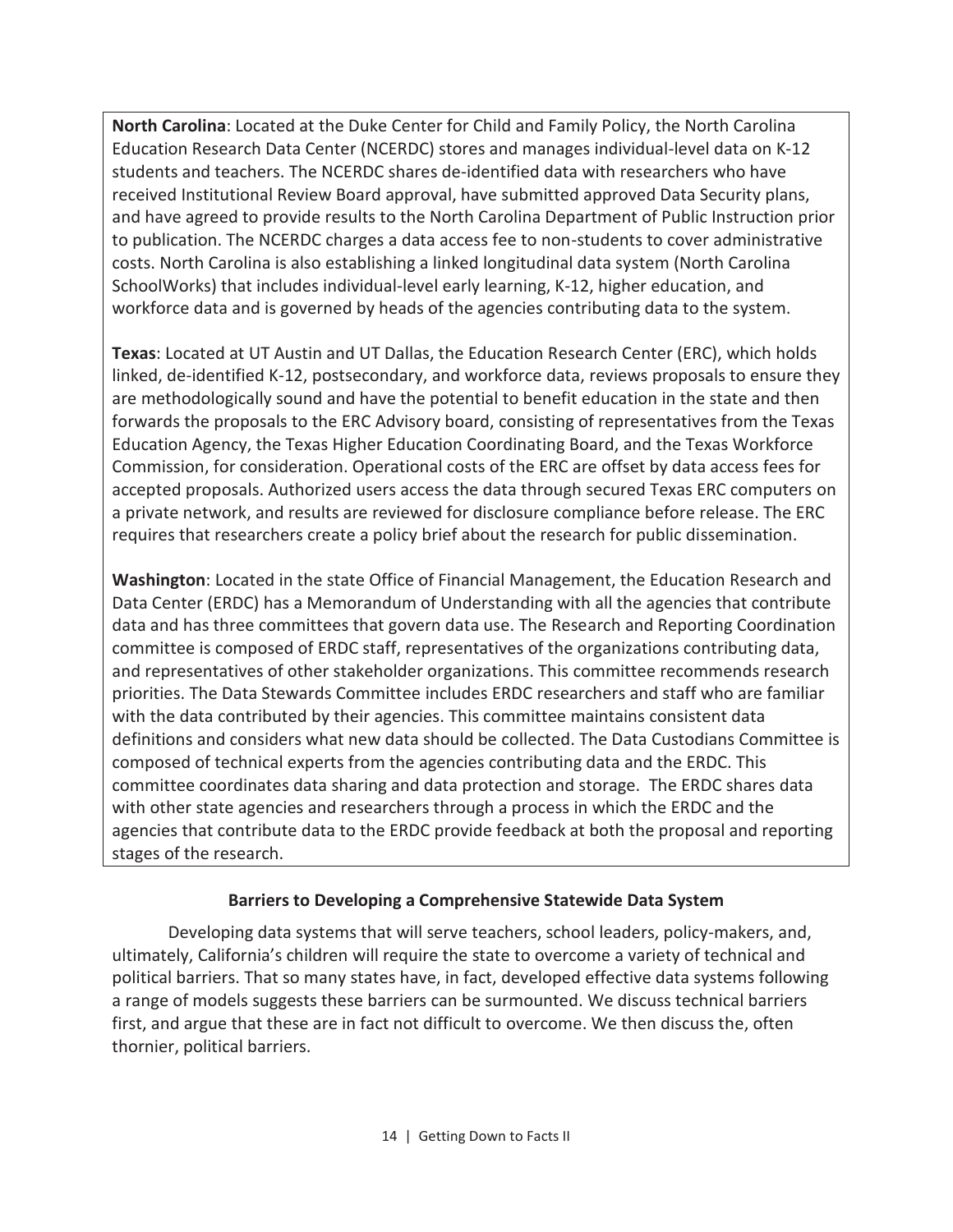**North Carolina**: Located at the Duke Center for Child and Family Policy, the North Carolina Education Research Data Center (NCERDC) stores and manages individual-level data on K-12 students and teachers. The NCERDC shares de-identified data with researchers who have received Institutional Review Board approval, have submitted approved Data Security plans, and have agreed to provide results to the North Carolina Department of Public Instruction prior to publication. The NCERDC charges a data access fee to non-students to cover administrative costs. North Carolina is also establishing a linked longitudinal data system (North Carolina SchoolWorks) that includes individual-level early learning, K-12, higher education, and workforce data and is governed by heads of the agencies contributing data to the system.

**Texas**: Located at UT Austin and UT Dallas, the Education Research Center (ERC), which holds linked, de-identified K-12, postsecondary, and workforce data, reviews proposals to ensure they are methodologically sound and have the potential to benefit education in the state and then forwards the proposals to the ERC Advisory board, consisting of representatives from the Texas Education Agency, the Texas Higher Education Coordinating Board, and the Texas Workforce Commission, for consideration. Operational costs of the ERC are offset by data access fees for accepted proposals. Authorized users access the data through secured Texas ERC computers on a private network, and results are reviewed for disclosure compliance before release. The ERC requires that researchers create a policy brief about the research for public dissemination.

**Washington**: Located in the state Office of Financial Management, the Education Research and Data Center (ERDC) has a Memorandum of Understanding with all the agencies that contribute data and has three committees that govern data use. The Research and Reporting Coordination committee is composed of ERDC staff, representatives of the organizations contributing data, and representatives of other stakeholder organizations. This committee recommends research priorities. The Data Stewards Committee includes ERDC researchers and staff who are familiar with the data contributed by their agencies. This committee maintains consistent data definitions and considers what new data should be collected. The Data Custodians Committee is composed of technical experts from the agencies contributing data and the ERDC. This committee coordinates data sharing and data protection and storage. The ERDC shares data with other state agencies and researchers through a process in which the ERDC and the agencies that contribute data to the ERDC provide feedback at both the proposal and reporting stages of the research.

## Barriers to Developing a Comprehensive Statewide Data System

Developing data systems that will serve teachers, school leaders, policy-makers, and, ultimately, California's children will require the state to overcome a variety of technical and political barriers. That so many states have, in fact, developed effective data systems following a range of models suggests these barriers can be surmounted. We discuss technical barriers first, and argue that these are in fact not difficult to overcome. We then discuss the, often thornier, political barriers.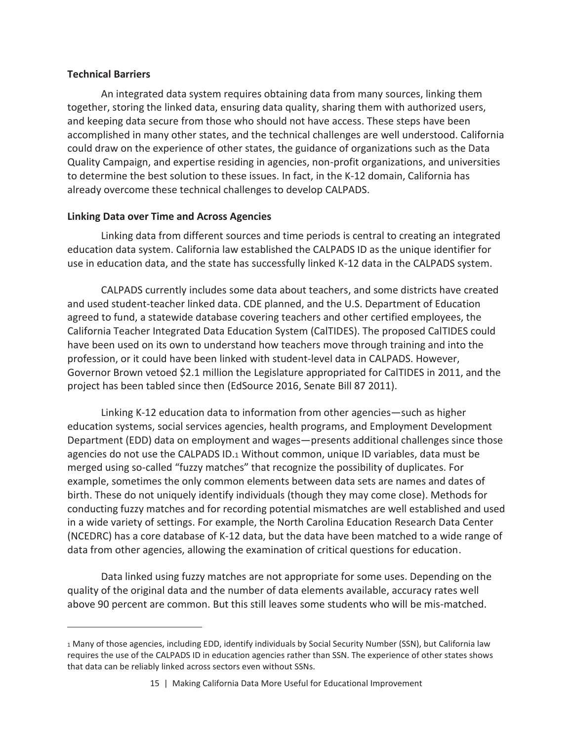**Technical Barriers**

An integrated data system requires obtaining data from many sources, linking them together, storing the linked data, ensuring data quality, sharing them with authorized users, and keeping data secure from those who should not have access. These steps have been accomplished in many other states, and the technical challenges are well understood. California could draw on the experience of other states, the guidance of organizations such as the Data Quality Campaign, and expertise residing in agencies, non-profit organizations, and universities to determine the best solution to these issues. In fact, in the K-12 domain, California has already overcome these technical challenges to develop CALPADS.

**Linking Data over Time and Across Agencies**

Linking data from different sources and time periods is central to creating an integrated education data system. California law established the CALPADS ID as the unique identifier for use in education data, and the state has successfully linked K-12 data in the CALPADS system.

CALPADS currently includes some data about teachers, and some districts have created and used student-teacher linked data. CDE planned, and the U.S. Department of Education agreed to fund, a statewide database covering teachers and other certified employees, the California Teacher Integrated Data Education System (CalTIDES). The proposed CalTIDES could have been used on its own to understand how teachers move through training and into the profession, or it could have been linked with student-level data in CALPADS. However, Governor Brown vetoed $2.1 million the Legislature appropriated for CalTIDES in 2011, and the project has been tabled since then (EdSource 2016, Senate Bill 87 2011).

Linking K-12 education data to information from other agencies—such as higher education systems, social services agencies, health programs, and Employment Development Department (EDD) data on employment and wages—presents additional challenges since those agencies do not use the CALPADS ID.[1] Without common, unique ID variables, data must be merged using so-called "fuzzy matches" that recognize the possibility of duplicates. For example, sometimes the only common elements between data sets are names and dates of birth. These do not uniquely identify individuals (though they may come close). Methods for conducting fuzzy matches and for recording potential mismatches are well established and used in a wide variety of settings. For example, the North Carolina Education Research Data Center (NCEDRC) has a core database of K-12 data, but the data have been matched to a wide range of data from other agencies, allowing the examination of critical questions for education.

Data linked using fuzzy matches are not appropriate for some uses. Depending on the quality of the original data and the number of data elements available, accuracy rates well above 90 percent are common. But this still leaves some students who will be mis-matched.

---

[1] Many of those agencies, including EDD, identify individuals by Social Security Number (SSN), but California law requires the use of the CALPADS ID in education agencies rather than SSN. The experience of other states shows that data can be reliably linked across sectors even without SSNs.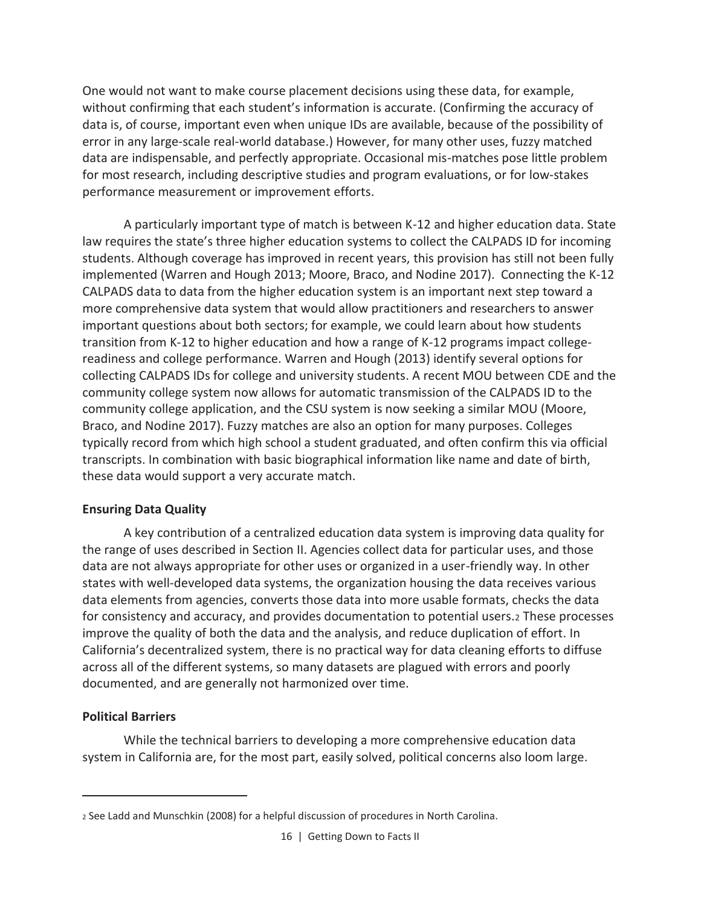One would not want to make course placement decisions using these data, for example, without confirming that each student's information is accurate. (Confirming the accuracy of data is, of course, important even when unique IDs are available, because of the possibility of error in any large-scale real-world database.) However, for many other uses, fuzzy matched data are indispensable, and perfectly appropriate. Occasional mis-matches pose little problem for most research, including descriptive studies and program evaluations, or for low-stakes performance measurement or improvement efforts.

A particularly important type of match is between K-12 and higher education data. State law requires the state's three higher education systems to collect the CALPADS ID for incoming students. Although coverage has improved in recent years, this provision has still not been fully implemented (Warren and Hough 2013; Moore, Braco, and Nodine 2017). Connecting the K-12 CALPADS data to data from the higher education system is an important next step toward a more comprehensive data system that would allow practitioners and researchers to answer important questions about both sectors; for example, we could learn about how students transition from K-12 to higher education and how a range of K-12 programs impact college-readiness and college performance. Warren and Hough (2013) identify several options for collecting CALPADS IDs for college and university students. A recent MOU between CDE and the community college system now allows for automatic transmission of the CALPADS ID to the community college application, and the CSU system is now seeking a similar MOU (Moore, Braco, and Nodine 2017). Fuzzy matches are also an option for many purposes. Colleges typically record from which high school a student graduated, and often confirm this via official transcripts. In combination with basic biographical information like name and date of birth, these data would support a very accurate match.

### Ensuring Data Quality

A key contribution of a centralized education data system is improving data quality for the range of uses described in Section II. Agencies collect data for particular uses, and those data are not always appropriate for other uses or organized in a user-friendly way. In other states with well-developed data systems, the organization housing the data receives various data elements from agencies, converts those data into more usable formats, checks the data for consistency and accuracy, and provides documentation to potential users.[2] These processes improve the quality of both the data and the analysis, and reduce duplication of effort. In California's decentralized system, there is no practical way for data cleaning efforts to diffuse across all of the different systems, so many datasets are plagued with errors and poorly documented, and are generally not harmonized over time.

### Political Barriers

While the technical barriers to developing a more comprehensive education data system in California are, for the most part, easily solved, political concerns also loom large.

---

[2] See Ladd and Munschkin (2008) for a helpful discussion of procedures in North Carolina.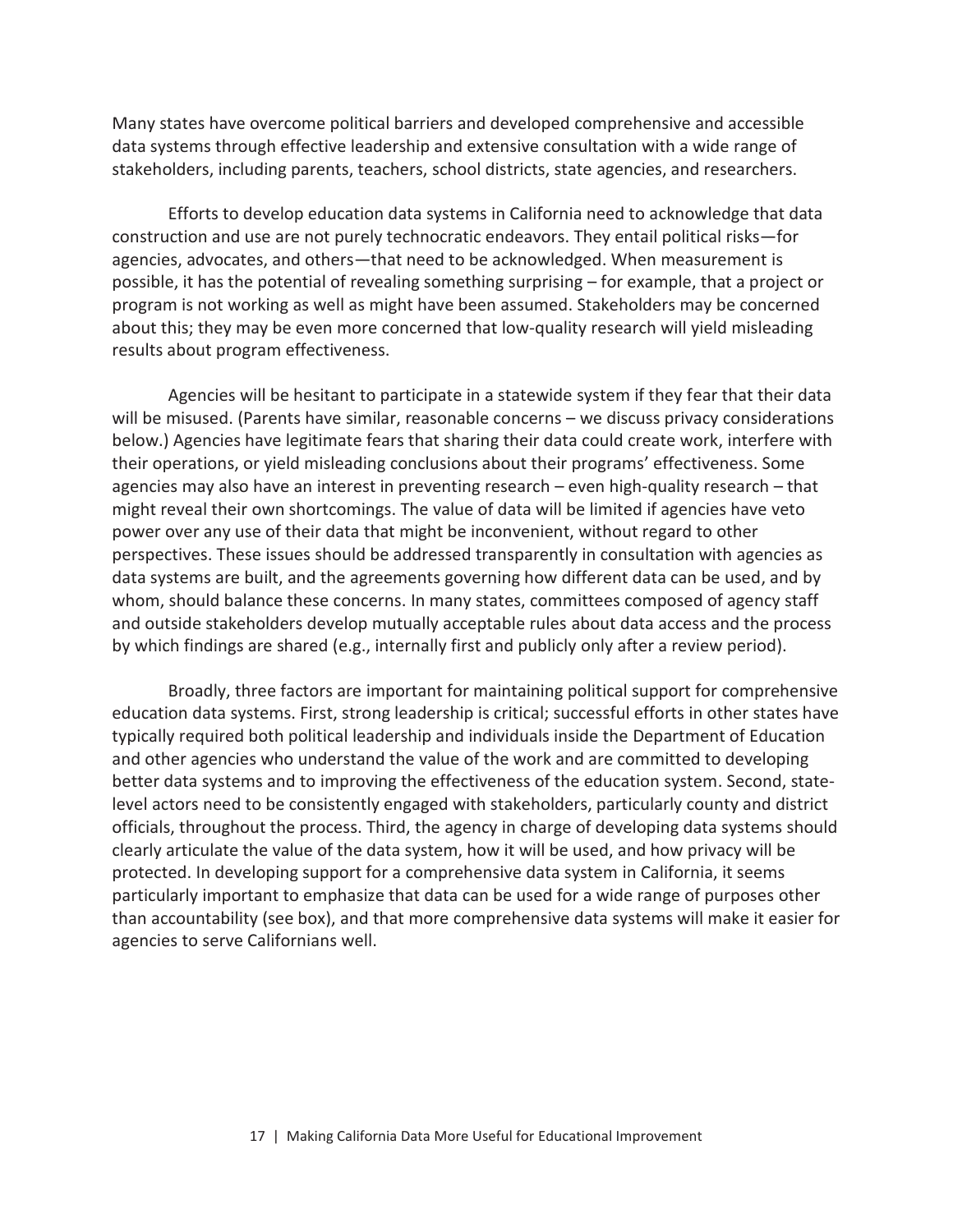Many states have overcome political barriers and developed comprehensive and accessible data systems through effective leadership and extensive consultation with a wide range of stakeholders, including parents, teachers, school districts, state agencies, and researchers.

Efforts to develop education data systems in California need to acknowledge that data construction and use are not purely technocratic endeavors. They entail political risks—for agencies, advocates, and others—that need to be acknowledged. When measurement is possible, it has the potential of revealing something surprising – for example, that a project or program is not working as well as might have been assumed. Stakeholders may be concerned about this; they may be even more concerned that low-quality research will yield misleading results about program effectiveness.

Agencies will be hesitant to participate in a statewide system if they fear that their data will be misused. (Parents have similar, reasonable concerns – we discuss privacy considerations below.) Agencies have legitimate fears that sharing their data could create work, interfere with their operations, or yield misleading conclusions about their programs' effectiveness. Some agencies may also have an interest in preventing research – even high-quality research – that might reveal their own shortcomings. The value of data will be limited if agencies have veto power over any use of their data that might be inconvenient, without regard to other perspectives. These issues should be addressed transparently in consultation with agencies as data systems are built, and the agreements governing how different data can be used, and by whom, should balance these concerns. In many states, committees composed of agency staff and outside stakeholders develop mutually acceptable rules about data access and the process by which findings are shared (e.g., internally first and publicly only after a review period).

Broadly, three factors are important for maintaining political support for comprehensive education data systems. First, strong leadership is critical; successful efforts in other states have typically required both political leadership and individuals inside the Department of Education and other agencies who understand the value of the work and are committed to developing better data systems and to improving the effectiveness of the education system. Second, state-level actors need to be consistently engaged with stakeholders, particularly county and district officials, throughout the process. Third, the agency in charge of developing data systems should clearly articulate the value of the data system, how it will be used, and how privacy will be protected. In developing support for a comprehensive data system in California, it seems particularly important to emphasize that data can be used for a wide range of purposes other than accountability (see box), and that more comprehensive data systems will make it easier for agencies to serve Californians well.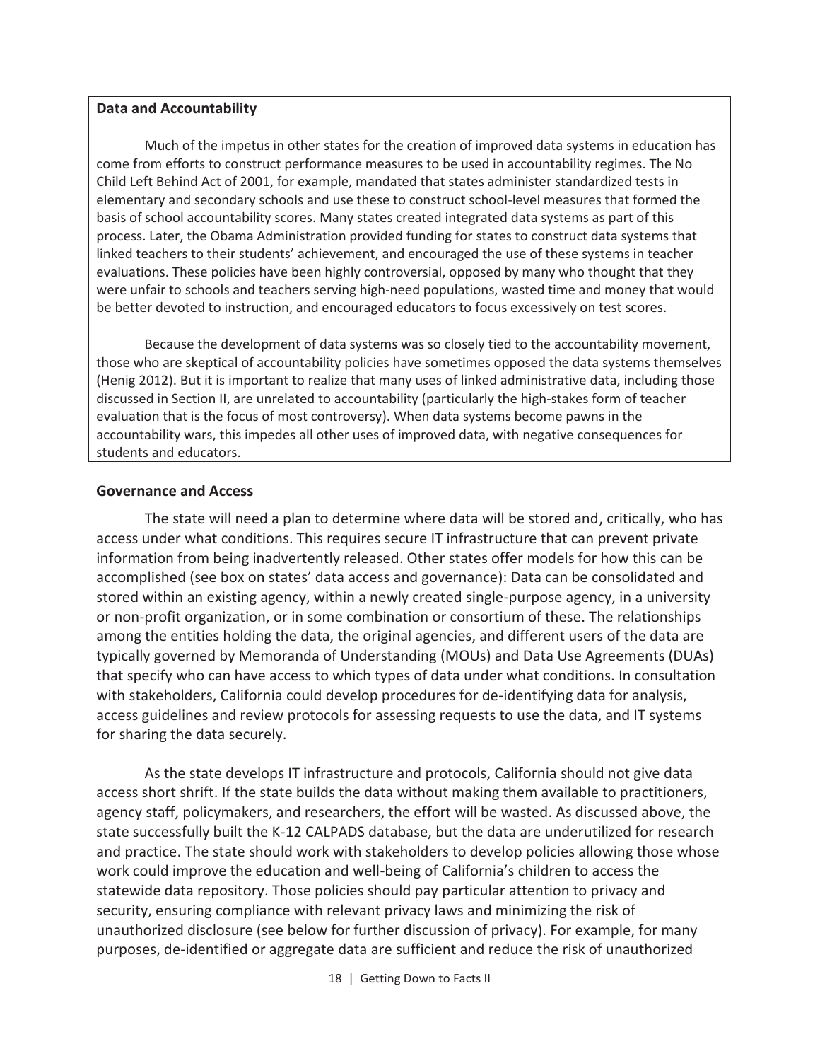**Data and Accountability**

Much of the impetus in other states for the creation of improved data systems in education has come from efforts to construct performance measures to be used in accountability regimes. The No Child Left Behind Act of 2001, for example, mandated that states administer standardized tests in elementary and secondary schools and use these to construct school-level measures that formed the basis of school accountability scores. Many states created integrated data systems as part of this process. Later, the Obama Administration provided funding for states to construct data systems that linked teachers to their students' achievement, and encouraged the use of these systems in teacher evaluations. These policies have been highly controversial, opposed by many who thought that they were unfair to schools and teachers serving high-need populations, wasted time and money that would be better devoted to instruction, and encouraged educators to focus excessively on test scores.

Because the development of data systems was so closely tied to the accountability movement, those who are skeptical of accountability policies have sometimes opposed the data systems themselves (Henig 2012). But it is important to realize that many uses of linked administrative data, including those discussed in Section II, are unrelated to accountability (particularly the high-stakes form of teacher evaluation that is the focus of most controversy). When data systems become pawns in the accountability wars, this impedes all other uses of improved data, with negative consequences for students and educators.

### Governance and Access

The state will need a plan to determine where data will be stored and, critically, who has access under what conditions. This requires secure IT infrastructure that can prevent private information from being inadvertently released. Other states offer models for how this can be accomplished (see box on states' data access and governance): Data can be consolidated and stored within an existing agency, within a newly created single-purpose agency, in a university or non-profit organization, or in some combination or consortium of these. The relationships among the entities holding the data, the original agencies, and different users of the data are typically governed by Memoranda of Understanding (MOUs) and Data Use Agreements (DUAs) that specify who can have access to which types of data under what conditions. In consultation with stakeholders, California could develop procedures for de-identifying data for analysis, access guidelines and review protocols for assessing requests to use the data, and IT systems for sharing the data securely.

As the state develops IT infrastructure and protocols, California should not give data access short shrift. If the state builds the data without making them available to practitioners, agency staff, policymakers, and researchers, the effort will be wasted. As discussed above, the state successfully built the K-12 CALPADS database, but the data are underutilized for research and practice. The state should work with stakeholders to develop policies allowing those whose work could improve the education and well-being of California's children to access the statewide data repository. Those policies should pay particular attention to privacy and security, ensuring compliance with relevant privacy laws and minimizing the risk of unauthorized disclosure (see below for further discussion of privacy). For example, for many purposes, de-identified or aggregate data are sufficient and reduce the risk of unauthorized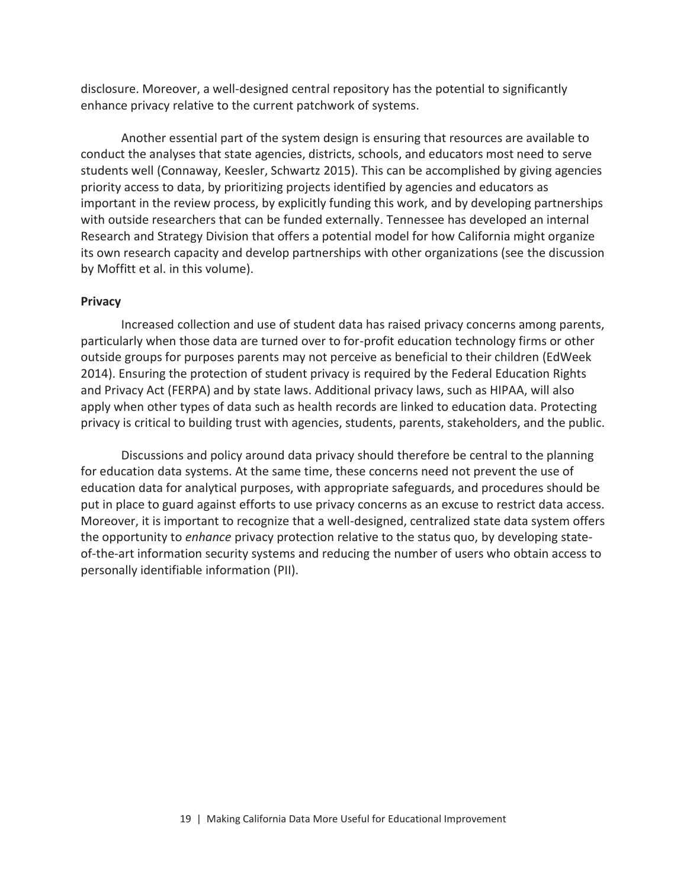disclosure. Moreover, a well-designed central repository has the potential to significantly enhance privacy relative to the current patchwork of systems.

Another essential part of the system design is ensuring that resources are available to conduct the analyses that state agencies, districts, schools, and educators most need to serve students well (Connaway, Keesler, Schwartz 2015). This can be accomplished by giving agencies priority access to data, by prioritizing projects identified by agencies and educators as important in the review process, by explicitly funding this work, and by developing partnerships with outside researchers that can be funded externally. Tennessee has developed an internal Research and Strategy Division that offers a potential model for how California might organize its own research capacity and develop partnerships with other organizations (see the discussion by Moffitt et al. in this volume).

**Privacy**

Increased collection and use of student data has raised privacy concerns among parents, particularly when those data are turned over to for-profit education technology firms or other outside groups for purposes parents may not perceive as beneficial to their children (EdWeek 2014). Ensuring the protection of student privacy is required by the Federal Education Rights and Privacy Act (FERPA) and by state laws. Additional privacy laws, such as HIPAA, will also apply when other types of data such as health records are linked to education data. Protecting privacy is critical to building trust with agencies, students, parents, stakeholders, and the public.

Discussions and policy around data privacy should therefore be central to the planning for education data systems. At the same time, these concerns need not prevent the use of education data for analytical purposes, with appropriate safeguards, and procedures should be put in place to guard against efforts to use privacy concerns as an excuse to restrict data access. Moreover, it is important to recognize that a well-designed, centralized state data system offers the opportunity to *enhance* privacy protection relative to the status quo, by developing state-of-the-art information security systems and reducing the number of users who obtain access to personally identifiable information (PII).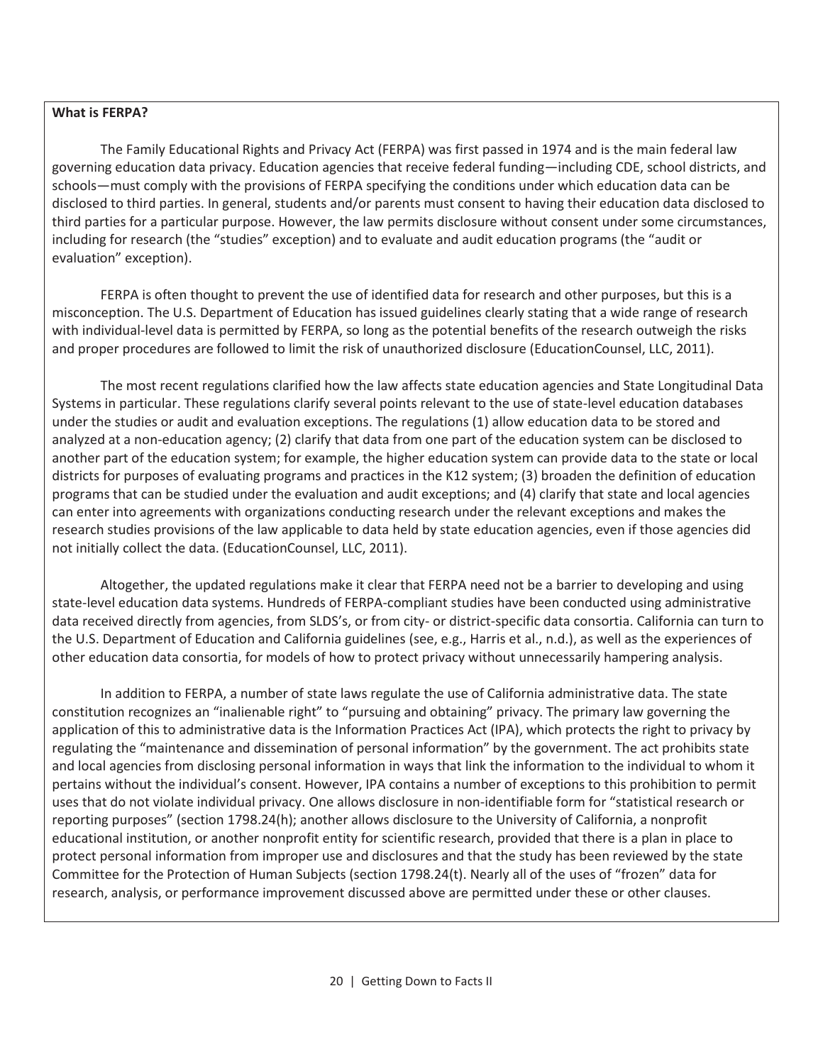**What is FERPA?**

The Family Educational Rights and Privacy Act (FERPA) was first passed in 1974 and is the main federal law governing education data privacy. Education agencies that receive federal funding—including CDE, school districts, and schools—must comply with the provisions of FERPA specifying the conditions under which education data can be disclosed to third parties. In general, students and/or parents must consent to having their education data disclosed to third parties for a particular purpose. However, the law permits disclosure without consent under some circumstances, including for research (the "studies" exception) and to evaluate and audit education programs (the "audit or evaluation" exception).

FERPA is often thought to prevent the use of identified data for research and other purposes, but this is a misconception. The U.S. Department of Education has issued guidelines clearly stating that a wide range of research with individual-level data is permitted by FERPA, so long as the potential benefits of the research outweigh the risks and proper procedures are followed to limit the risk of unauthorized disclosure (EducationCounsel, LLC, 2011).

The most recent regulations clarified how the law affects state education agencies and State Longitudinal Data Systems in particular. These regulations clarify several points relevant to the use of state-level education databases under the studies or audit and evaluation exceptions. The regulations (1) allow education data to be stored and analyzed at a non-education agency; (2) clarify that data from one part of the education system can be disclosed to another part of the education system; for example, the higher education system can provide data to the state or local districts for purposes of evaluating programs and practices in the K12 system; (3) broaden the definition of education programs that can be studied under the evaluation and audit exceptions; and (4) clarify that state and local agencies can enter into agreements with organizations conducting research under the relevant exceptions and makes the research studies provisions of the law applicable to data held by state education agencies, even if those agencies did not initially collect the data. (EducationCounsel, LLC, 2011).

Altogether, the updated regulations make it clear that FERPA need not be a barrier to developing and using state-level education data systems. Hundreds of FERPA-compliant studies have been conducted using administrative data received directly from agencies, from SLDS's, or from city- or district-specific data consortia. California can turn to the U.S. Department of Education and California guidelines (see, e.g., Harris et al., n.d.), as well as the experiences of other education data consortia, for models of how to protect privacy without unnecessarily hampering analysis.

In addition to FERPA, a number of state laws regulate the use of California administrative data. The state constitution recognizes an "inalienable right" to "pursuing and obtaining" privacy. The primary law governing the application of this to administrative data is the Information Practices Act (IPA), which protects the right to privacy by regulating the "maintenance and dissemination of personal information" by the government. The act prohibits state and local agencies from disclosing personal information in ways that link the information to the individual to whom it pertains without the individual's consent. However, IPA contains a number of exceptions to this prohibition to permit uses that do not violate individual privacy. One allows disclosure in non-identifiable form for "statistical research or reporting purposes" (section 1798.24(h); another allows disclosure to the University of California, a nonprofit educational institution, or another nonprofit entity for scientific research, provided that there is a plan in place to protect personal information from improper use and disclosures and that the study has been reviewed by the state Committee for the Protection of Human Subjects (section 1798.24(t). Nearly all of the uses of "frozen" data for research, analysis, or performance improvement discussed above are permitted under these or other clauses.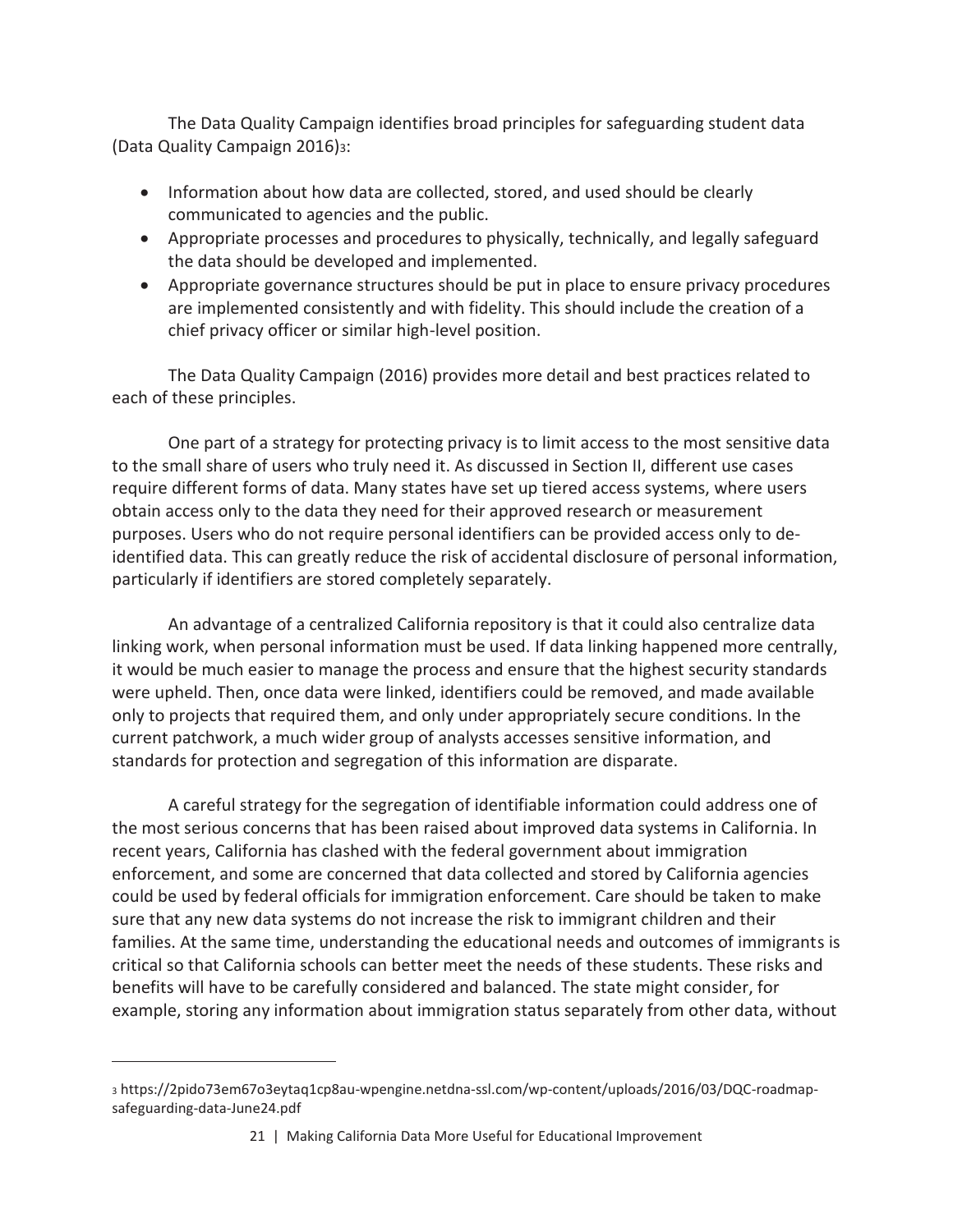The Data Quality Campaign identifies broad principles for safeguarding student data (Data Quality Campaign 2016)[3]:

- Information about how data are collected, stored, and used should be clearly communicated to agencies and the public.
- Appropriate processes and procedures to physically, technically, and legally safeguard the data should be developed and implemented.
- Appropriate governance structures should be put in place to ensure privacy procedures are implemented consistently and with fidelity. This should include the creation of a chief privacy officer or similar high-level position.

The Data Quality Campaign (2016) provides more detail and best practices related to each of these principles.

One part of a strategy for protecting privacy is to limit access to the most sensitive data to the small share of users who truly need it. As discussed in Section II, different use cases require different forms of data. Many states have set up tiered access systems, where users obtain access only to the data they need for their approved research or measurement purposes. Users who do not require personal identifiers can be provided access only to de-identified data. This can greatly reduce the risk of accidental disclosure of personal information, particularly if identifiers are stored completely separately.

An advantage of a centralized California repository is that it could also centralize data linking work, when personal information must be used. If data linking happened more centrally, it would be much easier to manage the process and ensure that the highest security standards were upheld. Then, once data were linked, identifiers could be removed, and made available only to projects that required them, and only under appropriately secure conditions. In the current patchwork, a much wider group of analysts accesses sensitive information, and standards for protection and segregation of this information are disparate.

A careful strategy for the segregation of identifiable information could address one of the most serious concerns that has been raised about improved data systems in California. In recent years, California has clashed with the federal government about immigration enforcement, and some are concerned that data collected and stored by California agencies could be used by federal officials for immigration enforcement. Care should be taken to make sure that any new data systems do not increase the risk to immigrant children and their families. At the same time, understanding the educational needs and outcomes of immigrants is critical so that California schools can better meet the needs of these students. These risks and benefits will have to be carefully considered and balanced. The state might consider, for example, storing any information about immigration status separately from other data, without

[3] https://2pido73em67o3eytaq1cp8au-wpengine.netdna-ssl.com/wp-content/uploads/2016/03/DQC-roadmap-safeguarding-data-June24.pdf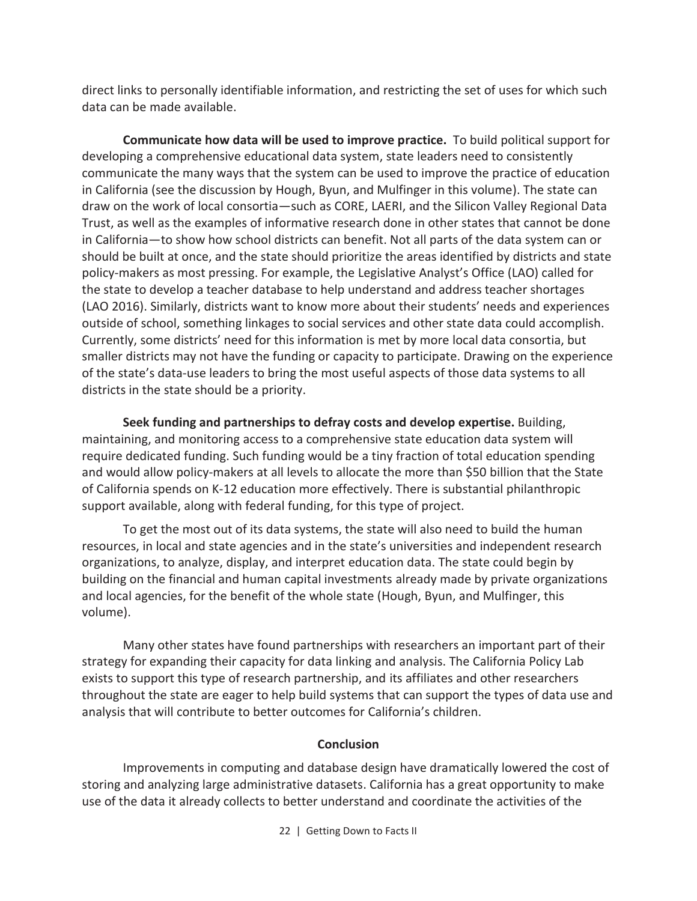direct links to personally identifiable information, and restricting the set of uses for which such data can be made available.

**Communicate how data will be used to improve practice.** To build political support for developing a comprehensive educational data system, state leaders need to consistently communicate the many ways that the system can be used to improve the practice of education in California (see the discussion by Hough, Byun, and Mulfinger in this volume). The state can draw on the work of local consortia—such as CORE, LAERI, and the Silicon Valley Regional Data Trust, as well as the examples of informative research done in other states that cannot be done in California—to show how school districts can benefit. Not all parts of the data system can or should be built at once, and the state should prioritize the areas identified by districts and state policy-makers as most pressing. For example, the Legislative Analyst's Office (LAO) called for the state to develop a teacher database to help understand and address teacher shortages (LAO 2016). Similarly, districts want to know more about their students' needs and experiences outside of school, something linkages to social services and other state data could accomplish. Currently, some districts' need for this information is met by more local data consortia, but smaller districts may not have the funding or capacity to participate. Drawing on the experience of the state's data-use leaders to bring the most useful aspects of those data systems to all districts in the state should be a priority.

**Seek funding and partnerships to defray costs and develop expertise.** Building, maintaining, and monitoring access to a comprehensive state education data system will require dedicated funding. Such funding would be a tiny fraction of total education spending and would allow policy-makers at all levels to allocate the more than $50 billion that the State of California spends on K-12 education more effectively. There is substantial philanthropic support available, along with federal funding, for this type of project.

To get the most out of its data systems, the state will also need to build the human resources, in local and state agencies and in the state's universities and independent research organizations, to analyze, display, and interpret education data. The state could begin by building on the financial and human capital investments already made by private organizations and local agencies, for the benefit of the whole state (Hough, Byun, and Mulfinger, this volume).

Many other states have found partnerships with researchers an important part of their strategy for expanding their capacity for data linking and analysis. The California Policy Lab exists to support this type of research partnership, and its affiliates and other researchers throughout the state are eager to help build systems that can support the types of data use and analysis that will contribute to better outcomes for California's children.

## Conclusion

Improvements in computing and database design have dramatically lowered the cost of storing and analyzing large administrative datasets. California has a great opportunity to make use of the data it already collects to better understand and coordinate the activities of the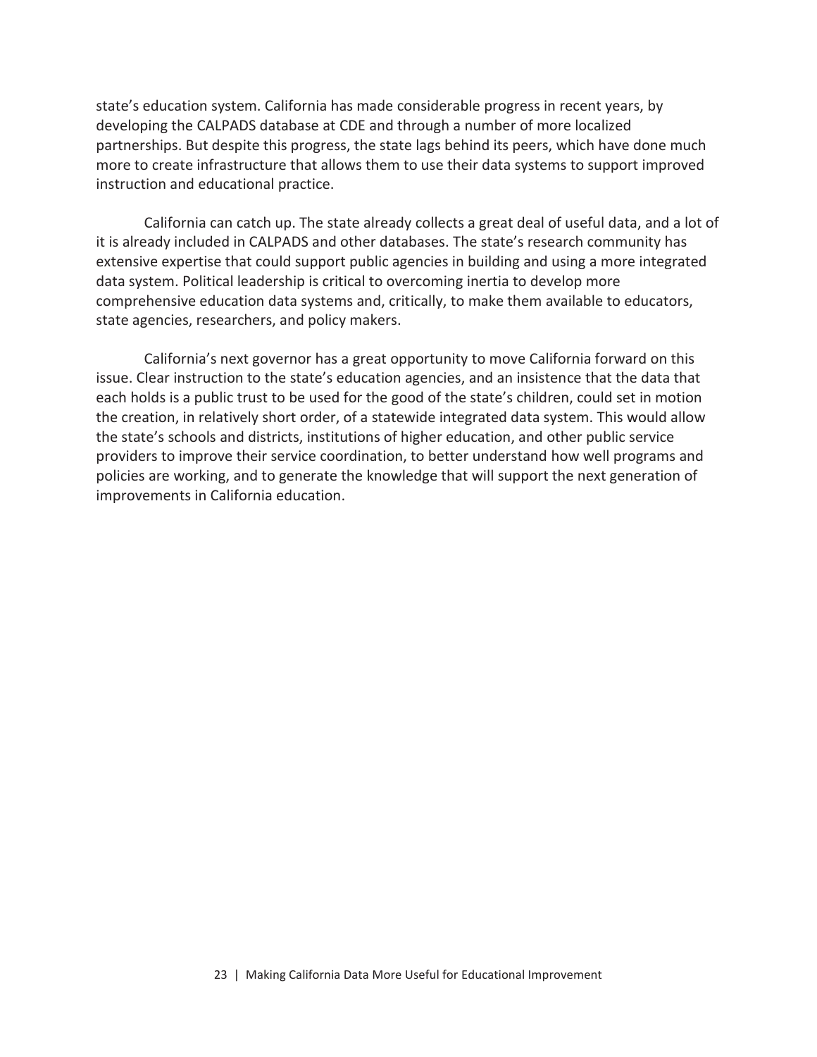state's education system. California has made considerable progress in recent years, by developing the CALPADS database at CDE and through a number of more localized partnerships. But despite this progress, the state lags behind its peers, which have done much more to create infrastructure that allows them to use their data systems to support improved instruction and educational practice.

California can catch up. The state already collects a great deal of useful data, and a lot of it is already included in CALPADS and other databases. The state's research community has extensive expertise that could support public agencies in building and using a more integrated data system. Political leadership is critical to overcoming inertia to develop more comprehensive education data systems and, critically, to make them available to educators, state agencies, researchers, and policy makers.

California's next governor has a great opportunity to move California forward on this issue. Clear instruction to the state's education agencies, and an insistence that the data that each holds is a public trust to be used for the good of the state's children, could set in motion the creation, in relatively short order, of a statewide integrated data system. This would allow the state's schools and districts, institutions of higher education, and other public service providers to improve their service coordination, to better understand how well programs and policies are working, and to generate the knowledge that will support the next generation of improvements in California education.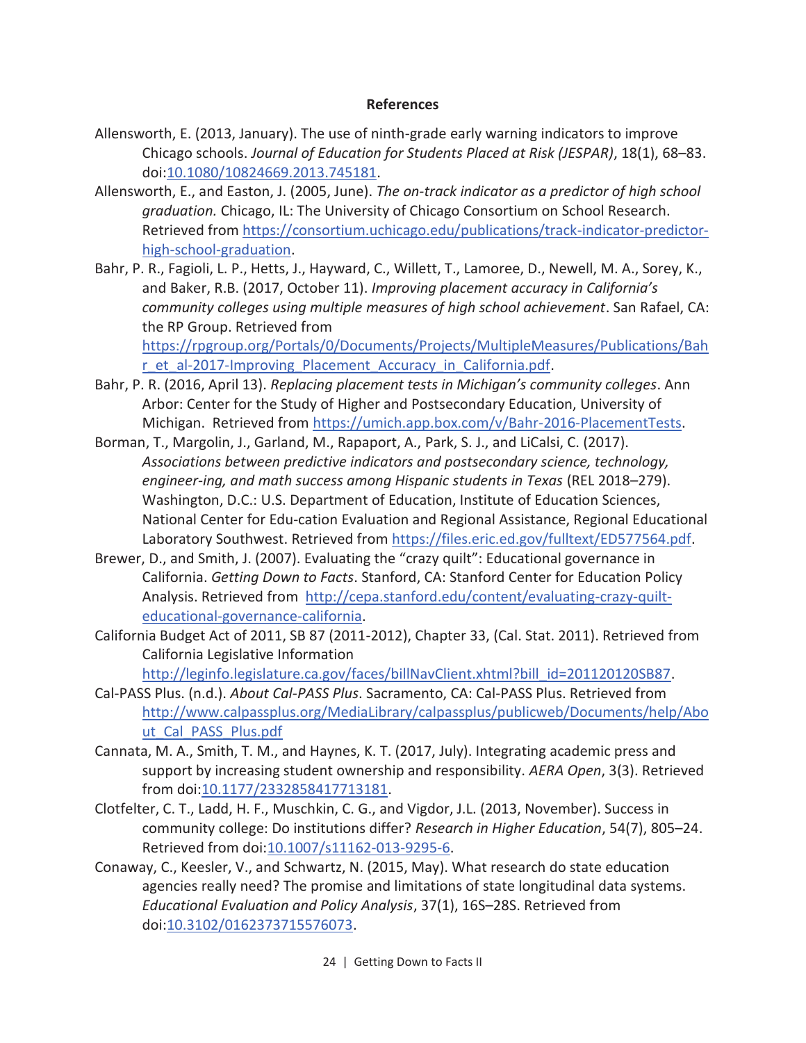## References

Allensworth, E. (2013, January). The use of ninth-grade early warning indicators to improve Chicago schools. *Journal of Education for Students Placed at Risk (JESPAR)*, 18(1), 68–83. doi:10.1080/10824669.2013.745181.

Allensworth, E., and Easton, J. (2005, June). *The on-track indicator as a predictor of high school graduation.* Chicago, IL: The University of Chicago Consortium on School Research. Retrieved from https://consortium.uchicago.edu/publications/track-indicator-predictor-high-school-graduation.

Bahr, P. R., Fagioli, L. P., Hetts, J., Hayward, C., Willett, T., Lamoree, D., Newell, M. A., Sorey, K., and Baker, R.B. (2017, October 11). *Improving placement accuracy in California's community colleges using multiple measures of high school achievement*. San Rafael, CA: the RP Group. Retrieved from https://rpgroup.org/Portals/0/Documents/Projects/MultipleMeasures/Publications/Bahr_et_al-2017-Improving_Placement_Accuracy_in_California.pdf.

Bahr, P. R. (2016, April 13). *Replacing placement tests in Michigan's community colleges*. Ann Arbor: Center for the Study of Higher and Postsecondary Education, University of Michigan. Retrieved from https://umich.app.box.com/v/Bahr-2016-PlacementTests.

Borman, T., Margolin, J., Garland, M., Rapaport, A., Park, S. J., and LiCalsi, C. (2017). *Associations between predictive indicators and postsecondary science, technology, engineer-ing, and math success among Hispanic students in Texas* (REL 2018–279). Washington, D.C.: U.S. Department of Education, Institute of Education Sciences, National Center for Edu-cation Evaluation and Regional Assistance, Regional Educational Laboratory Southwest. Retrieved from https://files.eric.ed.gov/fulltext/ED577564.pdf.

Brewer, D., and Smith, J. (2007). Evaluating the "crazy quilt": Educational governance in California. *Getting Down to Facts*. Stanford, CA: Stanford Center for Education Policy Analysis. Retrieved from http://cepa.stanford.edu/content/evaluating-crazy-quilt-educational-governance-california.

California Budget Act of 2011, SB 87 (2011-2012), Chapter 33, (Cal. Stat. 2011). Retrieved from California Legislative Information http://leginfo.legislature.ca.gov/faces/billNavClient.xhtml?bill_id=201120120SB87.

Cal-PASS Plus. (n.d.). *About Cal-PASS Plus*. Sacramento, CA: Cal-PASS Plus. Retrieved from http://www.calpassplus.org/MediaLibrary/calpassplus/publicweb/Documents/help/About_Cal_PASS_Plus.pdf

Cannata, M. A., Smith, T. M., and Haynes, K. T. (2017, July). Integrating academic press and support by increasing student ownership and responsibility. *AERA Open*, 3(3). Retrieved from doi:10.1177/2332858417713181.

Clotfelter, C. T., Ladd, H. F., Muschkin, C. G., and Vigdor, J.L. (2013, November). Success in community college: Do institutions differ? *Research in Higher Education*, 54(7), 805–24. Retrieved from doi:10.1007/s11162-013-9295-6.

Conaway, C., Keesler, V., and Schwartz, N. (2015, May). What research do state education agencies really need? The promise and limitations of state longitudinal data systems. *Educational Evaluation and Policy Analysis*, 37(1), 16S–28S. Retrieved from doi:10.3102/0162373715576073.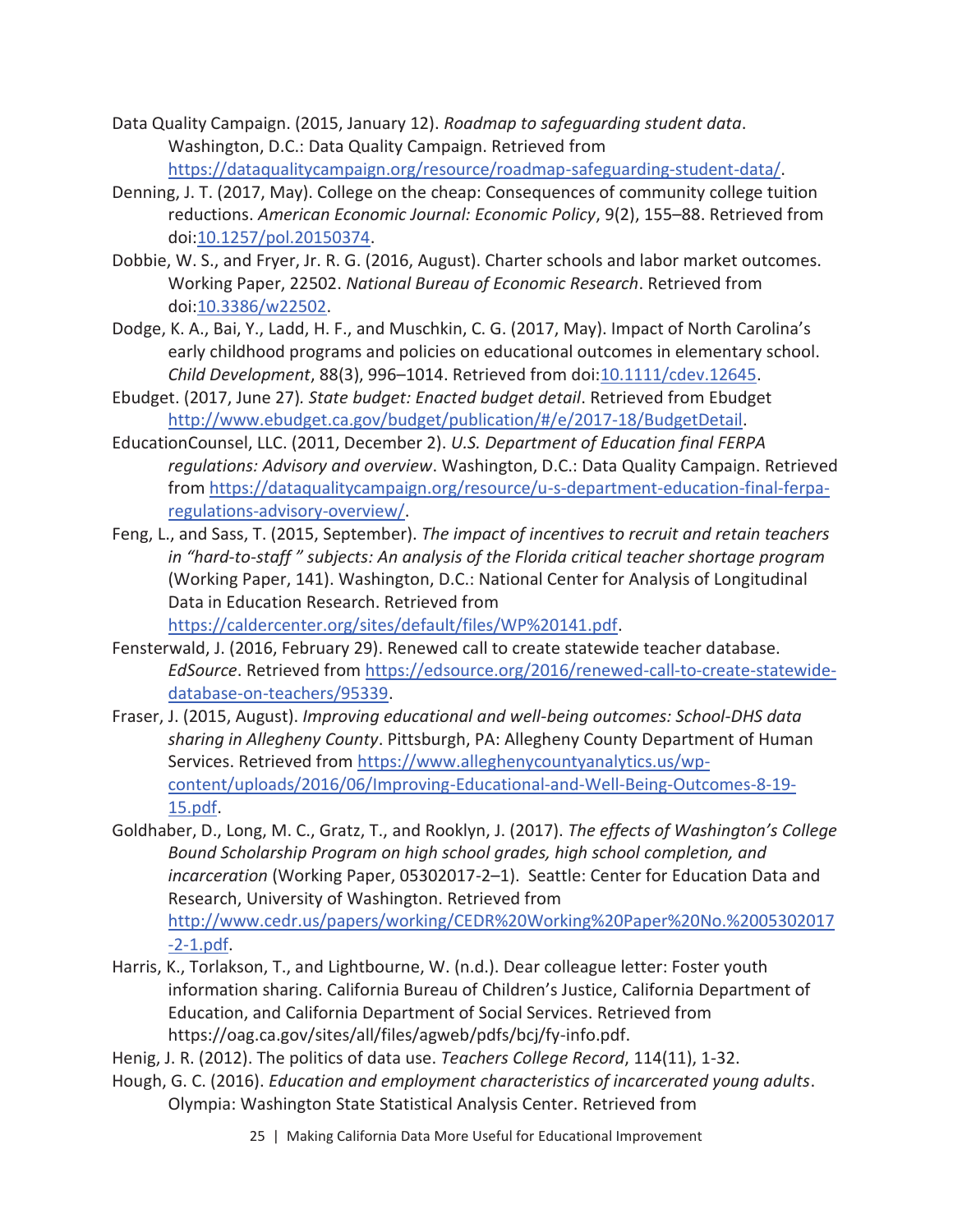Data Quality Campaign. (2015, January 12). *Roadmap to safeguarding student data*. Washington, D.C.: Data Quality Campaign. Retrieved from https://dataqualitycampaign.org/resource/roadmap-safeguarding-student-data/.

Denning, J. T. (2017, May). College on the cheap: Consequences of community college tuition reductions. *American Economic Journal: Economic Policy*, 9(2), 155–88. Retrieved from doi:10.1257/pol.20150374.

Dobbie, W. S., and Fryer, Jr. R. G. (2016, August). Charter schools and labor market outcomes. Working Paper, 22502. *National Bureau of Economic Research*. Retrieved from doi:10.3386/w22502.

Dodge, K. A., Bai, Y., Ladd, H. F., and Muschkin, C. G. (2017, May). Impact of North Carolina's early childhood programs and policies on educational outcomes in elementary school. *Child Development*, 88(3), 996–1014. Retrieved from doi:10.1111/cdev.12645.

Ebudget. (2017, June 27). *State budget: Enacted budget detail*. Retrieved from Ebudget http://www.ebudget.ca.gov/budget/publication/#/e/2017-18/BudgetDetail.

EducationCounsel, LLC. (2011, December 2). *U.S. Department of Education final FERPA regulations: Advisory and overview*. Washington, D.C.: Data Quality Campaign. Retrieved from https://dataqualitycampaign.org/resource/u-s-department-education-final-ferpa-regulations-advisory-overview/.

Feng, L., and Sass, T. (2015, September). *The impact of incentives to recruit and retain teachers in "hard-to-staff" subjects: An analysis of the Florida critical teacher shortage program* (Working Paper, 141). Washington, D.C.: National Center for Analysis of Longitudinal Data in Education Research. Retrieved from https://caldercenter.org/sites/default/files/WP%20141.pdf.

Fensterwald, J. (2016, February 29). Renewed call to create statewide teacher database. *EdSource*. Retrieved from https://edsource.org/2016/renewed-call-to-create-statewide-database-on-teachers/95339.

Fraser, J. (2015, August). *Improving educational and well-being outcomes: School-DHS data sharing in Allegheny County*. Pittsburgh, PA: Allegheny County Department of Human Services. Retrieved from https://www.alleghenycountyanalytics.us/wp-content/uploads/2016/06/Improving-Educational-and-Well-Being-Outcomes-8-19-15.pdf.

Goldhaber, D., Long, M. C., Gratz, T., and Rooklyn, J. (2017). *The effects of Washington's College Bound Scholarship Program on high school grades, high school completion, and incarceration* (Working Paper, 05302017-2–1). Seattle: Center for Education Data and Research, University of Washington. Retrieved from http://www.cedr.us/papers/working/CEDR%20Working%20Paper%20No.%2005302017-2-1.pdf.

Harris, K., Torlakson, T., and Lightbourne, W. (n.d.). Dear colleague letter: Foster youth information sharing. California Bureau of Children's Justice, California Department of Education, and California Department of Social Services. Retrieved from https://oag.ca.gov/sites/all/files/agweb/pdfs/bcj/fy-info.pdf.

Henig, J. R. (2012). The politics of data use. *Teachers College Record*, 114(11), 1-32.

Hough, G. C. (2016). *Education and employment characteristics of incarcerated young adults*. Olympia: Washington State Statistical Analysis Center. Retrieved from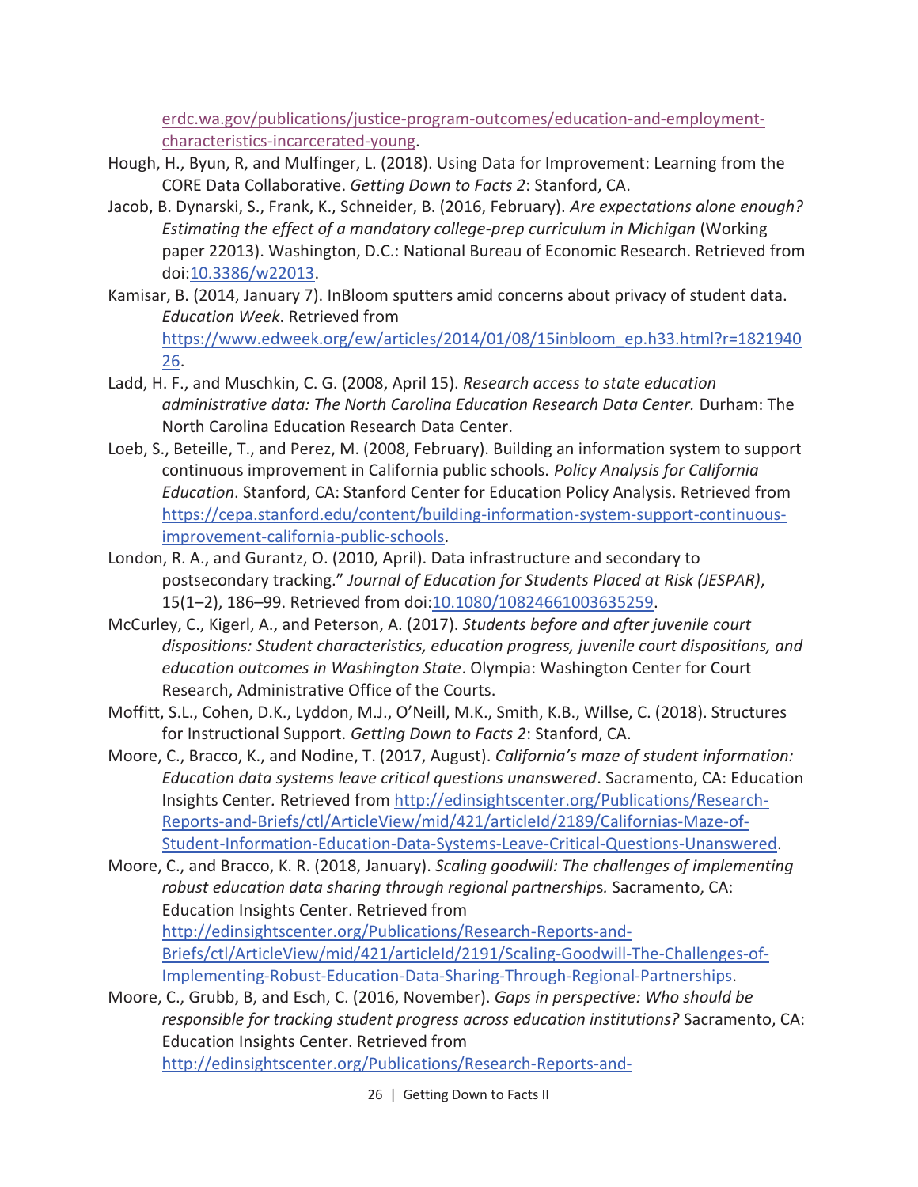erdc.wa.gov/publications/justice-program-outcomes/education-and-employment-characteristics-incarcerated-young.

Hough, H., Byun, R, and Mulfinger, L. (2018). Using Data for Improvement: Learning from the CORE Data Collaborative. *Getting Down to Facts 2*: Stanford, CA.

Jacob, B. Dynarski, S., Frank, K., Schneider, B. (2016, February). *Are expectations alone enough? Estimating the effect of a mandatory college-prep curriculum in Michigan* (Working paper 22013). Washington, D.C.: National Bureau of Economic Research. Retrieved from doi:10.3386/w22013.

Kamisar, B. (2014, January 7). InBloom sputters amid concerns about privacy of student data. *Education Week*. Retrieved from https://www.edweek.org/ew/articles/2014/01/08/15inbloom_ep.h33.html?r=182194026.

Ladd, H. F., and Muschkin, C. G. (2008, April 15). *Research access to state education administrative data: The North Carolina Education Research Data Center.* Durham: The North Carolina Education Research Data Center.

Loeb, S., Beteille, T., and Perez, M. (2008, February). Building an information system to support continuous improvement in California public schools. *Policy Analysis for California Education*. Stanford, CA: Stanford Center for Education Policy Analysis. Retrieved from https://cepa.stanford.edu/content/building-information-system-support-continuous-improvement-california-public-schools.

London, R. A., and Gurantz, O. (2010, April). Data infrastructure and secondary to postsecondary tracking." *Journal of Education for Students Placed at Risk (JESPAR)*, 15(1–2), 186–99. Retrieved from doi:10.1080/10824661003635259.

McCurley, C., Kigerl, A., and Peterson, A. (2017). *Students before and after juvenile court dispositions: Student characteristics, education progress, juvenile court dispositions, and education outcomes in Washington State*. Olympia: Washington Center for Court Research, Administrative Office of the Courts.

Moffitt, S.L., Cohen, D.K., Lyddon, M.J., O'Neill, M.K., Smith, K.B., Willse, C. (2018). Structures for Instructional Support. *Getting Down to Facts 2*: Stanford, CA.

Moore, C., Bracco, K., and Nodine, T. (2017, August). *California's maze of student information: Education data systems leave critical questions unanswered*. Sacramento, CA: Education Insights Center. Retrieved from http://edinsightscenter.org/Publications/Research-Reports-and-Briefs/ctl/ArticleView/mid/421/articleId/2189/Californias-Maze-of-Student-Information-Education-Data-Systems-Leave-Critical-Questions-Unanswered.

Moore, C., and Bracco, K. R. (2018, January). *Scaling goodwill: The challenges of implementing robust education data sharing through regional partnerships.* Sacramento, CA: Education Insights Center. Retrieved from http://edinsightscenter.org/Publications/Research-Reports-and-Briefs/ctl/ArticleView/mid/421/articleId/2191/Scaling-Goodwill-The-Challenges-of-Implementing-Robust-Education-Data-Sharing-Through-Regional-Partnerships.

Moore, C., Grubb, B, and Esch, C. (2016, November). *Gaps in perspective: Who should be responsible for tracking student progress across education institutions?* Sacramento, CA: Education Insights Center. Retrieved from http://edinsightscenter.org/Publications/Research-Reports-and-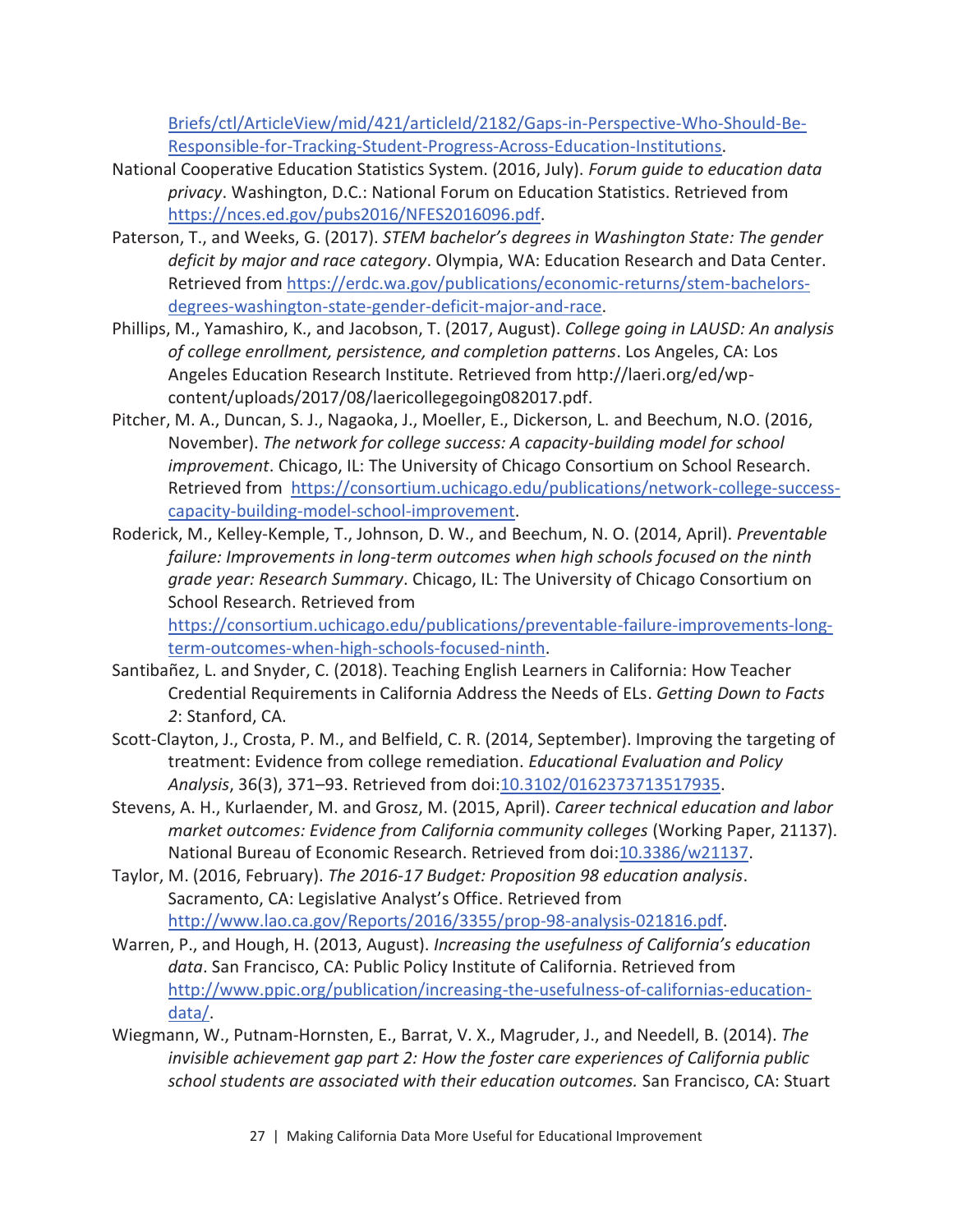[Briefs/ctl/ArticleView/mid/421/articleId/2182/Gaps-in-Perspective-Who-Should-Be-Responsible-for-Tracking-Student-Progress-Across-Education-Institutions](Briefs/ctl/ArticleView/mid/421/articleId/2182/Gaps-in-Perspective-Who-Should-Be-Responsible-for-Tracking-Student-Progress-Across-Education-Institutions).

National Cooperative Education Statistics System. (2016, July). *Forum guide to education data privacy*. Washington, D.C.: National Forum on Education Statistics. Retrieved from https://nces.ed.gov/pubs2016/NFES2016096.pdf.

Paterson, T., and Weeks, G. (2017). *STEM bachelor's degrees in Washington State: The gender deficit by major and race category*. Olympia, WA: Education Research and Data Center. Retrieved from https://erdc.wa.gov/publications/economic-returns/stem-bachelors-degrees-washington-state-gender-deficit-major-and-race.

Phillips, M., Yamashiro, K., and Jacobson, T. (2017, August). *College going in LAUSD: An analysis of college enrollment, persistence, and completion patterns*. Los Angeles, CA: Los Angeles Education Research Institute. Retrieved from http://laeri.org/ed/wp-content/uploads/2017/08/laericollegegoing082017.pdf.

Pitcher, M. A., Duncan, S. J., Nagaoka, J., Moeller, E., Dickerson, L. and Beechum, N.O. (2016, November). *The network for college success: A capacity-building model for school improvement*. Chicago, IL: The University of Chicago Consortium on School Research. Retrieved from https://consortium.uchicago.edu/publications/network-college-success-capacity-building-model-school-improvement.

Roderick, M., Kelley-Kemple, T., Johnson, D. W., and Beechum, N. O. (2014, April). *Preventable failure: Improvements in long-term outcomes when high schools focused on the ninth grade year: Research Summary*. Chicago, IL: The University of Chicago Consortium on School Research. Retrieved from https://consortium.uchicago.edu/publications/preventable-failure-improvements-long-term-outcomes-when-high-schools-focused-ninth.

Santibañez, L. and Snyder, C. (2018). Teaching English Learners in California: How Teacher Credential Requirements in California Address the Needs of ELs. *Getting Down to Facts 2*: Stanford, CA.

Scott-Clayton, J., Crosta, P. M., and Belfield, C. R. (2014, September). Improving the targeting of treatment: Evidence from college remediation. *Educational Evaluation and Policy Analysis*, 36(3), 371–93. Retrieved from doi:10.3102/0162373713517935.

Stevens, A. H., Kurlaender, M. and Grosz, M. (2015, April). *Career technical education and labor market outcomes: Evidence from California community colleges* (Working Paper, 21137). National Bureau of Economic Research. Retrieved from doi:10.3386/w21137.

Taylor, M. (2016, February). *The 2016-17 Budget: Proposition 98 education analysis*. Sacramento, CA: Legislative Analyst's Office. Retrieved from http://www.lao.ca.gov/Reports/2016/3355/prop-98-analysis-021816.pdf.

Warren, P., and Hough, H. (2013, August). *Increasing the usefulness of California's education data*. San Francisco, CA: Public Policy Institute of California. Retrieved from http://www.ppic.org/publication/increasing-the-usefulness-of-californias-education-data/.

Wiegmann, W., Putnam-Hornsten, E., Barrat, V. X., Magruder, J., and Needell, B. (2014). *The invisible achievement gap part 2: How the foster care experiences of California public school students are associated with their education outcomes.* San Francisco, CA: Stuart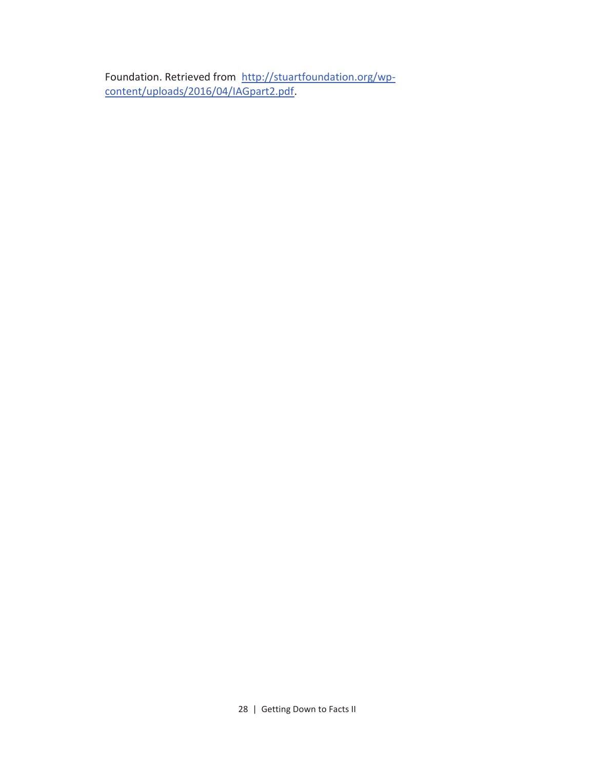Foundation. Retrieved from http://stuartfoundation.org/wp-content/uploads/2016/04/IAGpart2.pdf.